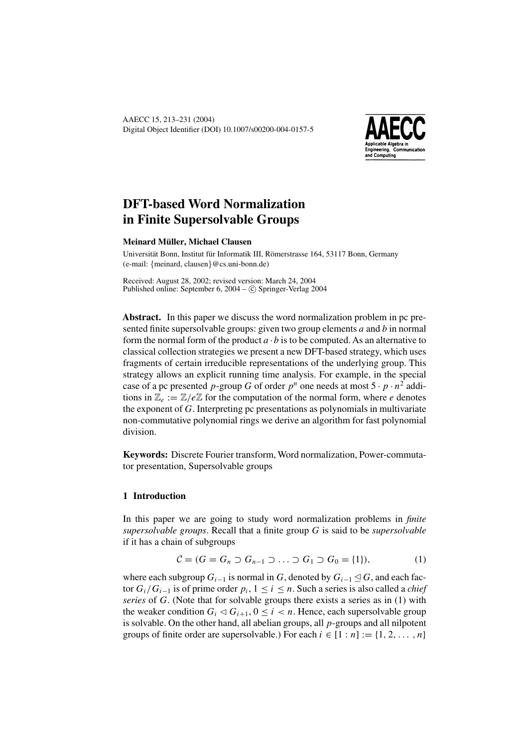# DFT-based Word Normalization in Finite Supersolvable Groups

**Meinard Müller, Michael Clausen**

Universität Bonn, Institut für Informatik III, Römerstrasse 164, 53117 Bonn, Germany
(e-mail: {meinard, clausen}@cs.uni-bonn.de)

Received: August 28, 2002; revised version: March 24, 2004
Published online: September 6, 2004 – © Springer-Verlag 2004

**Abstract.** In this paper we discuss the word normalization problem in pc presented finite supersolvable groups: given two group elements $a$ and $b$ in normal form the normal form of the product $a \cdot b$ is to be computed. As an alternative to classical collection strategies we present a new DFT-based strategy, which uses fragments of certain irreducible representations of the underlying group. This strategy allows an explicit running time analysis. For example, in the special case of a pc presented $p$-group $G$ of order $p^n$ one needs at most $5 \cdot p \cdot n^2$ additions in $\mathbb{Z}_e := \mathbb{Z}/e\mathbb{Z}$ for the computation of the normal form, where $e$ denotes the exponent of $G$. Interpreting pc presentations as polynomials in multivariate non-commutative polynomial rings we derive an algorithm for fast polynomial division.

**Keywords:** Discrete Fourier transform, Word normalization, Power-commutator presentation, Supersolvable groups

## 1 Introduction

In this paper we are going to study word normalization problems in *finite supersolvable groups*. Recall that a finite group $G$ is said to be *supersolvable* if it has a chain of subgroups

$$\mathcal{C} = (G = G_n \supset G_{n-1} \supset \ldots \supset G_1 \supset G_0 = \{1\}), \tag{1}$$

where each subgroup $G_{i-1}$ is normal in $G$, denoted by $G_{i-1} \trianglelefteq G$, and each factor $G_i/G_{i-1}$ is of prime order $p_i$, $1 \leq i \leq n$. Such a series is also called a *chief series* of $G$. (Note that for solvable groups there exists a series as in (1) with the weaker condition $G_i \triangleleft G_{i+1}$, $0 \leq i < n$. Hence, each supersolvable group is solvable. On the other hand, all abelian groups, all $p$-groups and all nilpotent groups of finite order are supersolvable.) For each $i \in [1 : n] := \{1, 2, \ldots, n\}$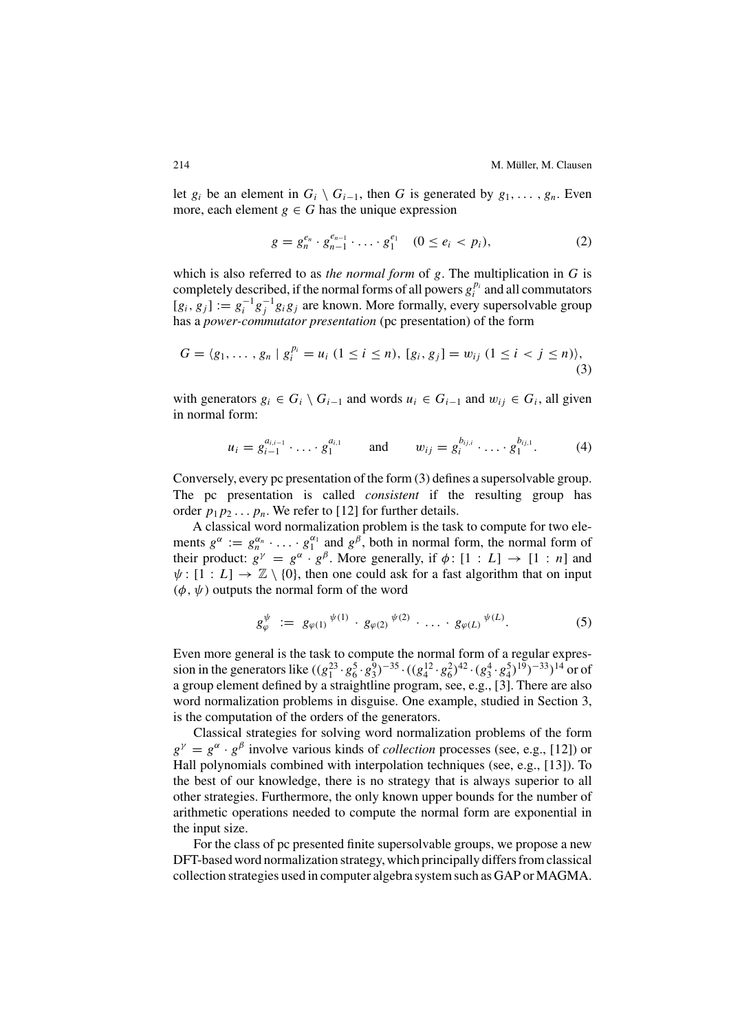let $g_i$ be an element in $G_i \setminus G_{i-1}$, then $G$ is generated by $g_1, \ldots, g_n$. Even more, each element $g \in G$ has the unique expression

$$g = g_n^{e_n} \cdot g_{n-1}^{e_{n-1}} \cdot \ldots \cdot g_1^{e_1} \quad (0 \leq e_i < p_i), \tag{2}$$

which is also referred to as *the normal form* of $g$. The multiplication in $G$ is completely described, if the normal forms of all powers $g_i^{p_i}$ and all commutators $[g_i, g_j] := g_i^{-1} g_j^{-1} g_i g_j$ are known. More formally, every supersolvable group has a *power-commutator presentation* (pc presentation) of the form

$$G = \langle g_1, \ldots, g_n \mid g_i^{p_i} = u_i \ (1 \leq i \leq n), \ [g_i, g_j] = w_{ij} \ (1 \leq i < j \leq n) \rangle, \tag{3}$$

with generators $g_i \in G_i \setminus G_{i-1}$ and words $u_i \in G_{i-1}$ and $w_{ij} \in G_i$, all given in normal form:

$$u_i = g_{i-1}^{a_{i,i-1}} \cdot \ldots \cdot g_1^{a_{i,1}} \qquad \text{and} \qquad w_{ij} = g_i^{b_{ij,i}} \cdot \ldots \cdot g_1^{b_{ij,1}}. \tag{4}$$

Conversely, every pc presentation of the form (3) defines a supersolvable group. The pc presentation is called *consistent* if the resulting group has order $p_1 p_2 \ldots p_n$. We refer to [12] for further details.

A classical word normalization problem is the task to compute for two elements $g^\alpha := g_n^{\alpha_n} \cdot \ldots \cdot g_1^{\alpha_1}$ and $g^\beta$, both in normal form, the normal form of their product: $g^\gamma = g^\alpha \cdot g^\beta$. More generally, if $\phi \colon [1 : L] \to [1 : n]$ and $\psi \colon [1 : L] \to \mathbb{Z} \setminus \{0\}$, then one could ask for a fast algorithm that on input $(\phi, \psi)$ outputs the normal form of the word

$$g_\varphi^\psi \ := \ {g_{\varphi(1)}}^{\psi(1)} \cdot {g_{\varphi(2)}}^{\psi(2)} \cdot \ldots \cdot {g_{\varphi(L)}}^{\psi(L)}. \tag{5}$$

Even more general is the task to compute the normal form of a regular expression in the generators like $((g_1^{23} \cdot g_6^5 \cdot g_3^9)^{-35} \cdot ((g_4^{12} \cdot g_6^2)^{42} \cdot (g_3^4 \cdot g_4^5)^{19})^{-33})^{14}$ or of a group element defined by a straightline program, see, e.g., [3]. There are also word normalization problems in disguise. One example, studied in Section 3, is the computation of the orders of the generators.

Classical strategies for solving word normalization problems of the form $g^\gamma = g^\alpha \cdot g^\beta$ involve various kinds of *collection* processes (see, e.g., [12]) or Hall polynomials combined with interpolation techniques (see, e.g., [13]). To the best of our knowledge, there is no strategy that is always superior to all other strategies. Furthermore, the only known upper bounds for the number of arithmetic operations needed to compute the normal form are exponential in the input size.

For the class of pc presented finite supersolvable groups, we propose a new DFT-based word normalization strategy, which principally differs from classical collection strategies used in computer algebra system such as GAP or MAGMA.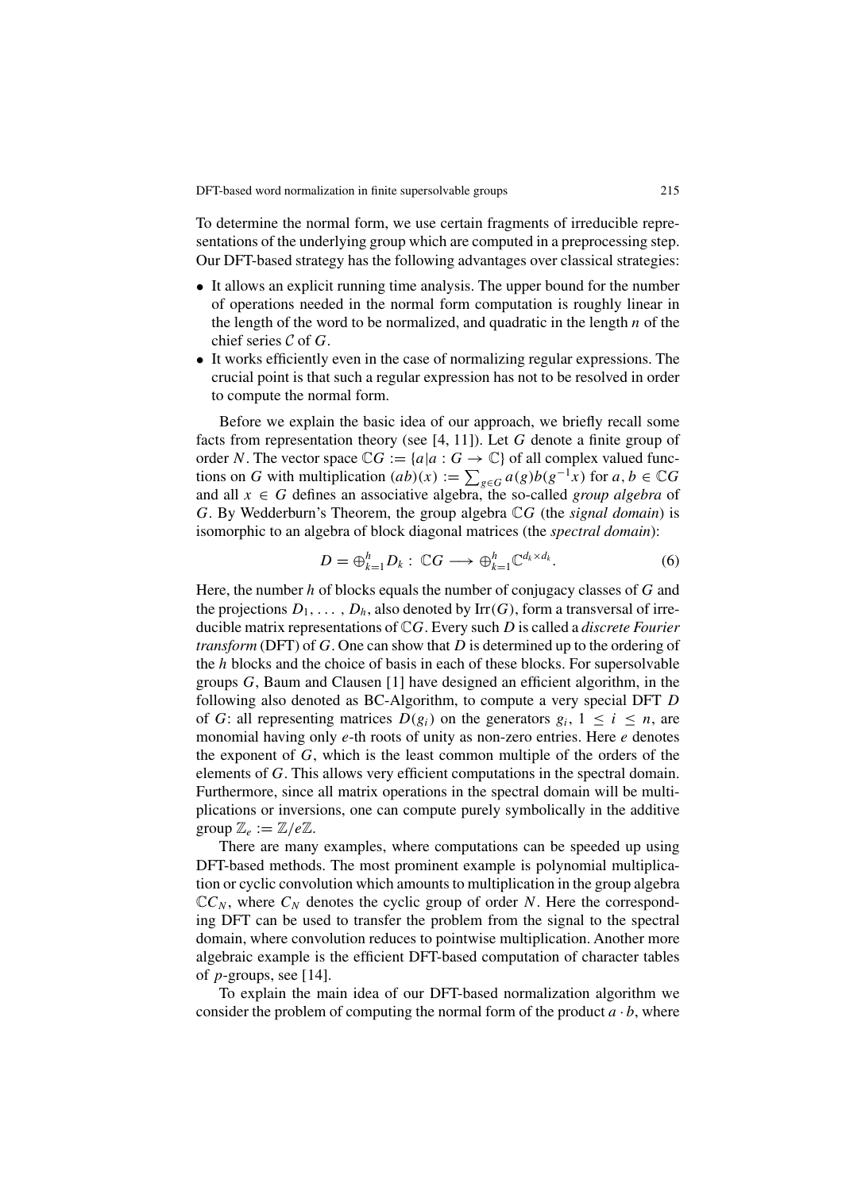To determine the normal form, we use certain fragments of irreducible representations of the underlying group which are computed in a preprocessing step. Our DFT-based strategy has the following advantages over classical strategies:

- It allows an explicit running time analysis. The upper bound for the number of operations needed in the normal form computation is roughly linear in the length of the word to be normalized, and quadratic in the length $n$ of the chief series $\mathcal{C}$ of $G$.
- It works efficiently even in the case of normalizing regular expressions. The crucial point is that such a regular expression has not to be resolved in order to compute the normal form.

Before we explain the basic idea of our approach, we briefly recall some facts from representation theory (see [4, 11]). Let $G$ denote a finite group of order $N$. The vector space $\mathbb{C}G := \{a | a : G \to \mathbb{C}\}$ of all complex valued functions on $G$ with multiplication $(ab)(x) := \sum_{g \in G} a(g)b(g^{-1}x)$ for $a, b \in \mathbb{C}G$ and all $x \in G$ defines an associative algebra, the so-called *group algebra* of $G$. By Wedderburn's Theorem, the group algebra $\mathbb{C}G$ (the *signal domain*) is isomorphic to an algebra of block diagonal matrices (the *spectral domain*):

$$D = \oplus_{k=1}^{h} D_k : \mathbb{C}G \longrightarrow \oplus_{k=1}^{h} \mathbb{C}^{d_k \times d_k}. \tag{6}$$

Here, the number $h$ of blocks equals the number of conjugacy classes of $G$ and the projections $D_1, \ldots, D_h$, also denoted by $\mathrm{Irr}(G)$, form a transversal of irreducible matrix representations of $\mathbb{C}G$. Every such $D$ is called a *discrete Fourier transform* (DFT) of $G$. One can show that $D$ is determined up to the ordering of the $h$ blocks and the choice of basis in each of these blocks. For supersolvable groups $G$, Baum and Clausen [1] have designed an efficient algorithm, in the following also denoted as BC-Algorithm, to compute a very special DFT $D$ of $G$: all representing matrices $D(g_i)$ on the generators $g_i$, $1 \le i \le n$, are monomial having only $e$-th roots of unity as non-zero entries. Here $e$ denotes the exponent of $G$, which is the least common multiple of the orders of the elements of $G$. This allows very efficient computations in the spectral domain. Furthermore, since all matrix operations in the spectral domain will be multiplications or inversions, one can compute purely symbolically in the additive group $\mathbb{Z}_e := \mathbb{Z}/e\mathbb{Z}$.

There are many examples, where computations can be speeded up using DFT-based methods. The most prominent example is polynomial multiplication or cyclic convolution which amounts to multiplication in the group algebra $\mathbb{C}C_N$, where $C_N$ denotes the cyclic group of order $N$. Here the corresponding DFT can be used to transfer the problem from the signal to the spectral domain, where convolution reduces to pointwise multiplication. Another more algebraic example is the efficient DFT-based computation of character tables of $p$-groups, see [14].

To explain the main idea of our DFT-based normalization algorithm we consider the problem of computing the normal form of the product $a \cdot b$, where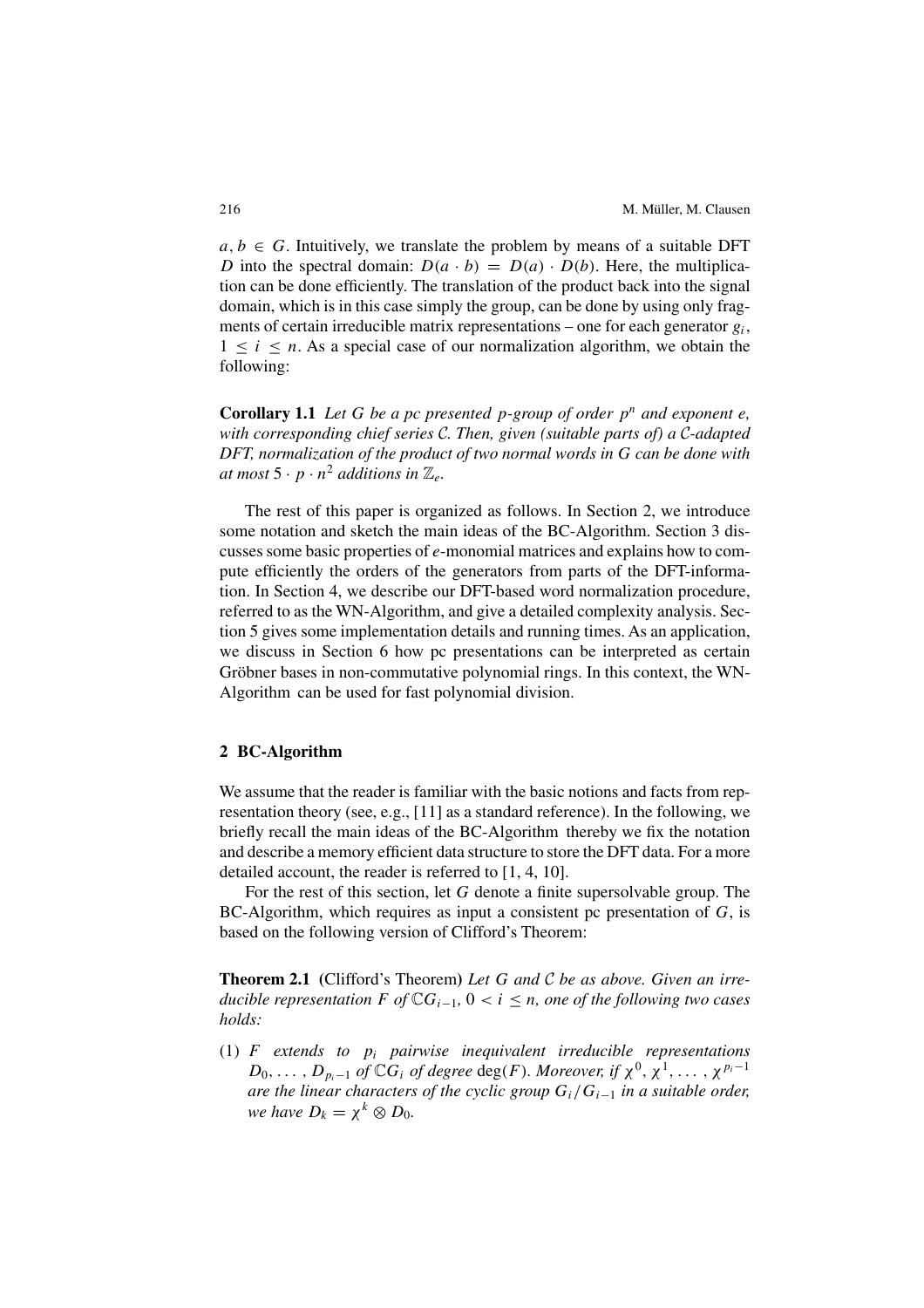$a, b \in G$. Intuitively, we translate the problem by means of a suitable DFT $D$ into the spectral domain: $D(a \cdot b) = D(a) \cdot D(b)$. Here, the multiplication can be done efficiently. The translation of the product back into the signal domain, which is in this case simply the group, can be done by using only fragments of certain irreducible matrix representations – one for each generator $g_i$, $1 \leq i \leq n$. As a special case of our normalization algorithm, we obtain the following:

**Corollary 1.1** *Let $G$ be a pc presented $p$-group of order $p^n$ and exponent $e$, with corresponding chief series $\mathcal{C}$. Then, given (suitable parts of) a $\mathcal{C}$-adapted DFT, normalization of the product of two normal words in $G$ can be done with at most $5 \cdot p \cdot n^2$ additions in $\mathbb{Z}_e$.*

The rest of this paper is organized as follows. In Section 2, we introduce some notation and sketch the main ideas of the BC-Algorithm. Section 3 discusses some basic properties of $e$-monomial matrices and explains how to compute efficiently the orders of the generators from parts of the DFT-information. In Section 4, we describe our DFT-based word normalization procedure, referred to as the WN-Algorithm, and give a detailed complexity analysis. Section 5 gives some implementation details and running times. As an application, we discuss in Section 6 how pc presentations can be interpreted as certain Gröbner bases in non-commutative polynomial rings. In this context, the WN-Algorithm can be used for fast polynomial division.

## 2 BC-Algorithm

We assume that the reader is familiar with the basic notions and facts from representation theory (see, e.g., [11] as a standard reference). In the following, we briefly recall the main ideas of the BC-Algorithm thereby we fix the notation and describe a memory efficient data structure to store the DFT data. For a more detailed account, the reader is referred to [1, 4, 10].

For the rest of this section, let $G$ denote a finite supersolvable group. The BC-Algorithm, which requires as input a consistent pc presentation of $G$, is based on the following version of Clifford's Theorem:

**Theorem 2.1** (Clifford's Theorem) *Let $G$ and $\mathcal{C}$ be as above. Given an irreducible representation $F$ of $\mathbb{C}G_{i-1}$, $0 < i \leq n$, one of the following two cases holds:*

(1) *$F$ extends to $p_i$ pairwise inequivalent irreducible representations $D_0, \ldots, D_{p_i-1}$ of $\mathbb{C}G_i$ of degree $\deg(F)$. Moreover, if $\chi^0, \chi^1, \ldots, \chi^{p_i-1}$ are the linear characters of the cyclic group $G_i/G_{i-1}$ in a suitable order, we have $D_k = \chi^k \otimes D_0$.*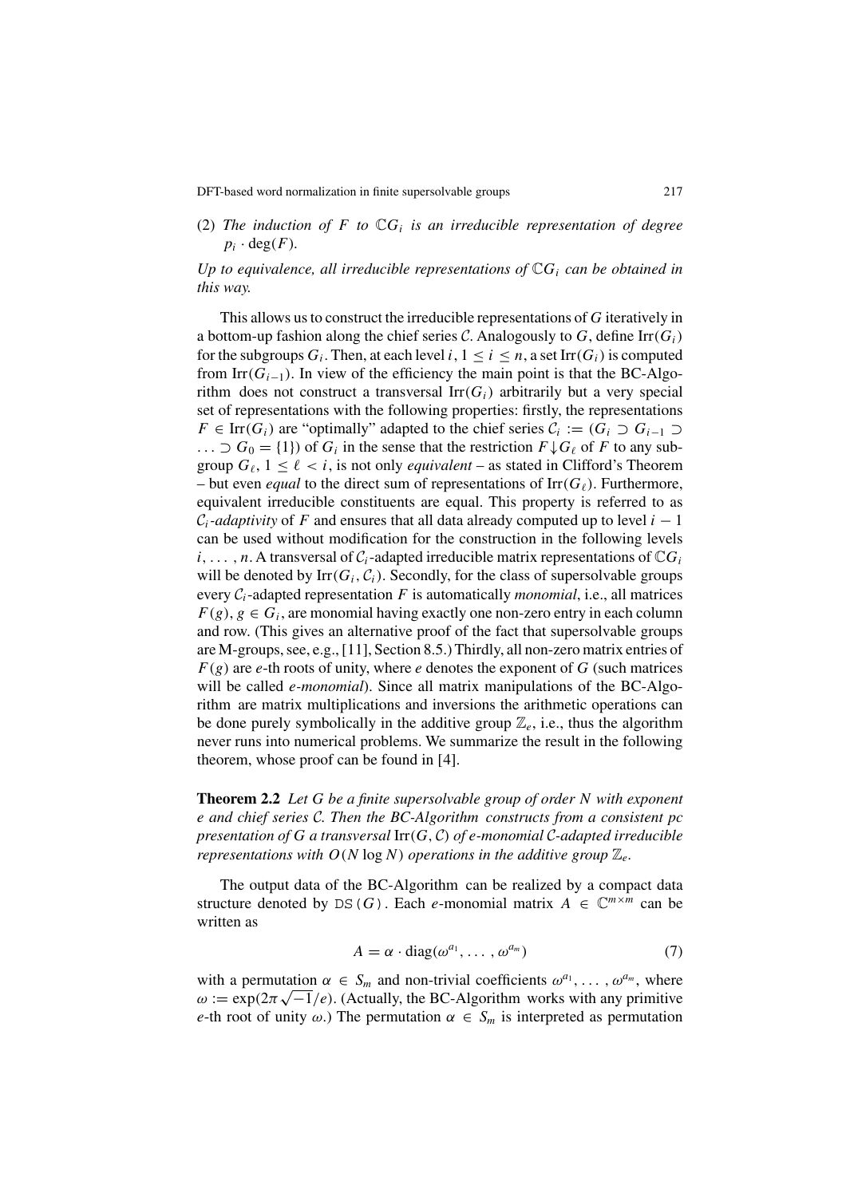(2) *The induction of $F$ to $\mathbb{C}G_i$ is an irreducible representation of degree $p_i \cdot \deg(F)$.*

*Up to equivalence, all irreducible representations of $\mathbb{C}G_i$ can be obtained in this way.*

This allows us to construct the irreducible representations of $G$ iteratively in a bottom-up fashion along the chief series $\mathcal{C}$. Analogously to $G$, define $\mathrm{Irr}(G_i)$ for the subgroups $G_i$. Then, at each level $i$, $1 \le i \le n$, a set $\mathrm{Irr}(G_i)$ is computed from $\mathrm{Irr}(G_{i-1})$. In view of the efficiency the main point is that the BC-Algorithm does not construct a transversal $\mathrm{Irr}(G_i)$ arbitrarily but a very special set of representations with the following properties: firstly, the representations $F \in \mathrm{Irr}(G_i)$ are "optimally" adapted to the chief series $\mathcal{C}_i := (G_i \supset G_{i-1} \supset \ldots \supset G_0 = \{1\})$ of $G_i$ in the sense that the restriction $F{\downarrow}G_\ell$ of $F$ to any subgroup $G_\ell$, $1 \le \ell < i$, is not only *equivalent* – as stated in Clifford's Theorem – but even *equal* to the direct sum of representations of $\mathrm{Irr}(G_\ell)$. Furthermore, equivalent irreducible constituents are equal. This property is referred to as $\mathcal{C}_i$*-adaptivity* of $F$ and ensures that all data already computed up to level $i-1$ can be used without modification for the construction in the following levels $i, \ldots, n$. A transversal of $\mathcal{C}_i$-adapted irreducible matrix representations of $\mathbb{C}G_i$ will be denoted by $\mathrm{Irr}(G_i, \mathcal{C}_i)$. Secondly, for the class of supersolvable groups every $\mathcal{C}_i$-adapted representation $F$ is automatically *monomial*, i.e., all matrices $F(g)$, $g \in G_i$, are monomial having exactly one non-zero entry in each column and row. (This gives an alternative proof of the fact that supersolvable groups are M-groups, see, e.g., [11], Section 8.5.) Thirdly, all non-zero matrix entries of $F(g)$ are $e$-th roots of unity, where $e$ denotes the exponent of $G$ (such matrices will be called *e-monomial*). Since all matrix manipulations of the BC-Algorithm are matrix multiplications and inversions the arithmetic operations can be done purely symbolically in the additive group $\mathbb{Z}_e$, i.e., thus the algorithm never runs into numerical problems. We summarize the result in the following theorem, whose proof can be found in [4].

**Theorem 2.2** *Let $G$ be a finite supersolvable group of order $N$ with exponent $e$ and chief series $\mathcal{C}$. Then the BC-Algorithm constructs from a consistent pc presentation of $G$ a transversal $\mathrm{Irr}(G, \mathcal{C})$ of $e$-monomial $\mathcal{C}$-adapted irreducible representations with $O(N \log N)$ operations in the additive group $\mathbb{Z}_e$.*

The output data of the BC-Algorithm can be realized by a compact data structure denoted by `DS(G)`. Each $e$-monomial matrix $A \in \mathbb{C}^{m \times m}$ can be written as

$$A = \alpha \cdot \mathrm{diag}(\omega^{a_1}, \ldots, \omega^{a_m}) \tag{7}$$

with a permutation $\alpha \in S_m$ and non-trivial coefficients $\omega^{a_1}, \ldots, \omega^{a_m}$, where $\omega := \exp(2\pi\sqrt{-1}/e)$. (Actually, the BC-Algorithm works with any primitive $e$-th root of unity $\omega$.) The permutation $\alpha \in S_m$ is interpreted as permutation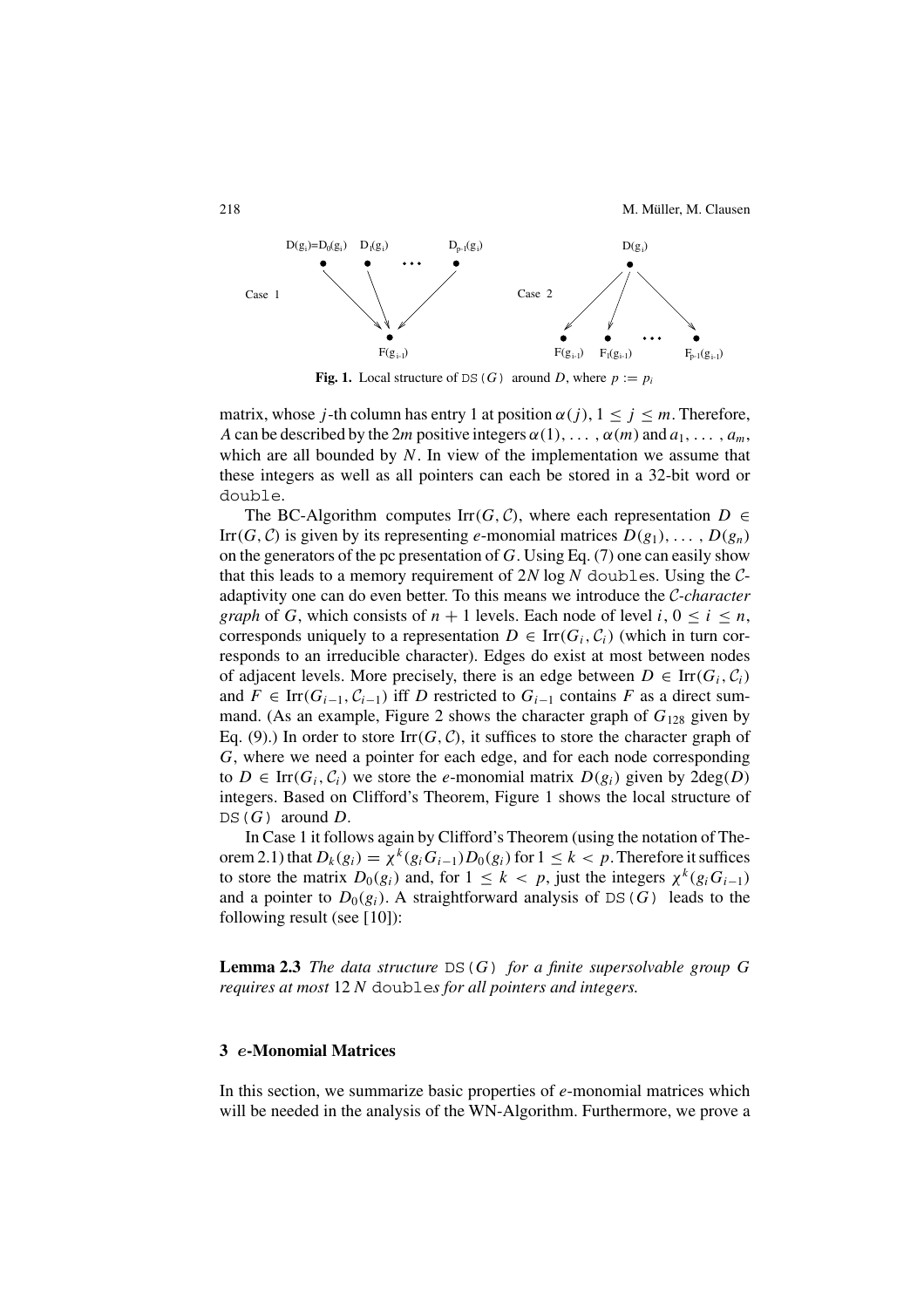Case 1

Case 2

**Fig. 1.** Local structure of DS($G$) around $D$, where $p := p_i$

matrix, whose $j$-th column has entry 1 at position $\alpha(j)$, $1 \leq j \leq m$. Therefore, $A$ can be described by the $2m$ positive integers $\alpha(1), \ldots, \alpha(m)$ and $a_1, \ldots, a_m$, which are all bounded by $N$. In view of the implementation we assume that these integers as well as all pointers can each be stored in a 32-bit word or `double`.

The BC-Algorithm computes $\mathrm{Irr}(G, \mathcal{C})$, where each representation $D \in \mathrm{Irr}(G, \mathcal{C})$ is given by its representing $e$-monomial matrices $D(g_1), \ldots, D(g_n)$ on the generators of the pc presentation of $G$. Using Eq. (7) one can easily show that this leads to a memory requirement of $2N \log N$ `double`s. Using the $\mathcal{C}$-adaptivity one can do even better. To this means we introduce the *$\mathcal{C}$-character graph* of $G$, which consists of $n+1$ levels. Each node of level $i$, $0 \leq i \leq n$, corresponds uniquely to a representation $D \in \mathrm{Irr}(G_i, \mathcal{C}_i)$ (which in turn corresponds to an irreducible character). Edges do exist at most between nodes of adjacent levels. More precisely, there is an edge between $D \in \mathrm{Irr}(G_i, \mathcal{C}_i)$ and $F \in \mathrm{Irr}(G_{i-1}, \mathcal{C}_{i-1})$ iff $D$ restricted to $G_{i-1}$ contains $F$ as a direct summand. (As an example, Figure 2 shows the character graph of $G_{128}$ given by Eq. (9).) In order to store $\mathrm{Irr}(G, \mathcal{C})$, it suffices to store the character graph of $G$, where we need a pointer for each edge, and for each node corresponding to $D \in \mathrm{Irr}(G_i, \mathcal{C}_i)$ we store the $e$-monomial matrix $D(g_i)$ given by $2\deg(D)$ integers. Based on Clifford's Theorem, Figure 1 shows the local structure of DS($G$) around $D$.

In Case 1 it follows again by Clifford's Theorem (using the notation of Theorem 2.1) that $D_k(g_i) = \chi^k(g_i G_{i-1}) D_0(g_i)$ for $1 \leq k < p$. Therefore it suffices to store the matrix $D_0(g_i)$ and, for $1 \leq k < p$, just the integers $\chi^k(g_i G_{i-1})$ and a pointer to $D_0(g_i)$. A straightforward analysis of DS($G$) leads to the following result (see [10]):

**Lemma 2.3** *The data structure* DS($G$) *for a finite supersolvable group* $G$ *requires at most* $12\,N$ `double`*s for all pointers and integers.*

### 3 $e$-Monomial Matrices

In this section, we summarize basic properties of $e$-monomial matrices which will be needed in the analysis of the WN-Algorithm. Furthermore, we prove a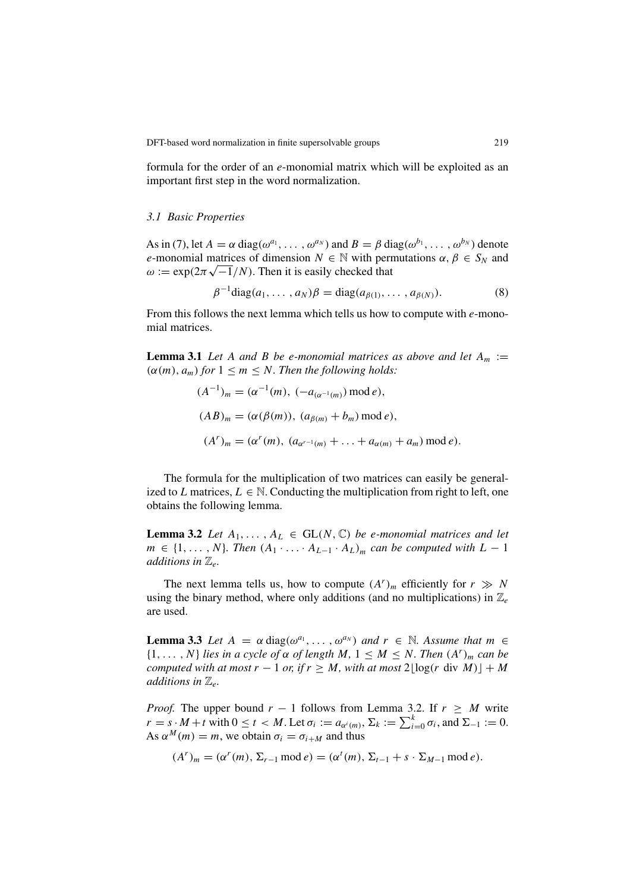formula for the order of an $e$-monomial matrix which will be exploited as an important first step in the word normalization.

### *3.1 Basic Properties*

As in (7), let $A = \alpha \operatorname{diag}(\omega^{a_1}, \ldots, \omega^{a_N})$ and $B = \beta \operatorname{diag}(\omega^{b_1}, \ldots, \omega^{b_N})$ denote $e$-monomial matrices of dimension $N \in \mathbb{N}$ with permutations $\alpha, \beta \in S_N$ and $\omega := \exp(2\pi\sqrt{-1}/N)$. Then it is easily checked that

$$\beta^{-1}\operatorname{diag}(a_1, \ldots, a_N)\beta = \operatorname{diag}(a_{\beta(1)}, \ldots, a_{\beta(N)}). \tag{8}$$

From this follows the next lemma which tells us how to compute with $e$-monomial matrices.

**Lemma 3.1** *Let $A$ and $B$ be $e$-monomial matrices as above and let $A_m := (\alpha(m), a_m)$ for $1 \leq m \leq N$. Then the following holds:*

$$(A^{-1})_m = (\alpha^{-1}(m),\ (-a_{(\alpha^{-1}(m))}) \bmod e),$$

$$(AB)_m = (\alpha(\beta(m)),\ (a_{\beta(m)} + b_m) \bmod e),$$

$$(A^r)_m = (\alpha^r(m),\ (a_{\alpha^{r-1}(m)} + \ldots + a_{\alpha(m)} + a_m) \bmod e).$$

The formula for the multiplication of two matrices can easily be generalized to $L$ matrices, $L \in \mathbb{N}$. Conducting the multiplication from right to left, one obtains the following lemma.

**Lemma 3.2** *Let $A_1, \ldots, A_L \in \mathrm{GL}(N, \mathbb{C})$ be $e$-monomial matrices and let $m \in \{1, \ldots, N\}$. Then $(A_1 \cdot \ldots \cdot A_{L-1} \cdot A_L)_m$ can be computed with $L - 1$ additions in $\mathbb{Z}_e$.*

The next lemma tells us, how to compute $(A^r)_m$ efficiently for $r \gg N$ using the binary method, where only additions (and no multiplications) in $\mathbb{Z}_e$ are used.

**Lemma 3.3** *Let $A = \alpha \operatorname{diag}(\omega^{a_1}, \ldots, \omega^{a_N})$ and $r \in \mathbb{N}$. Assume that $m \in \{1, \ldots, N\}$ lies in a cycle of $\alpha$ of length $M$, $1 \leq M \leq N$. Then $(A^r)_m$ can be computed with at most $r - 1$ or, if $r \geq M$, with at most $2\lfloor \log(r \text{ div } M) \rfloor + M$ additions in $\mathbb{Z}_e$.*

*Proof.* The upper bound $r - 1$ follows from Lemma 3.2. If $r \geq M$ write $r = s \cdot M + t$ with $0 \leq t < M$. Let $\sigma_i := a_{\alpha^i(m)}$, $\Sigma_k := \sum_{i=0}^{k} \sigma_i$, and $\Sigma_{-1} := 0$. As $\alpha^M(m) = m$, we obtain $\sigma_i = \sigma_{i+M}$ and thus

$$(A^r)_m = (\alpha^r(m),\ \Sigma_{r-1} \bmod e) = (\alpha^t(m),\ \Sigma_{t-1} + s \cdot \Sigma_{M-1} \bmod e).$$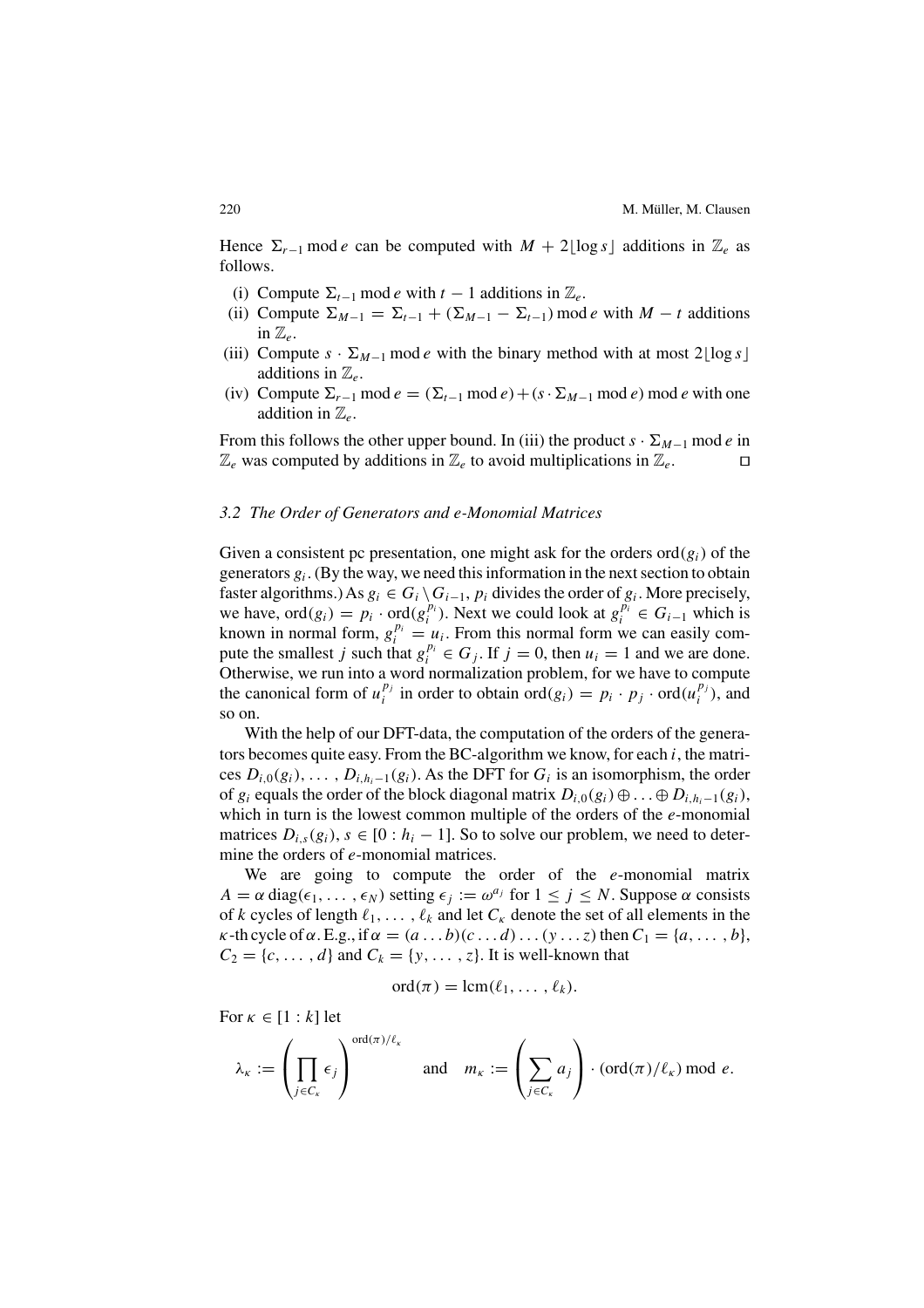Hence $\Sigma_{r-1} \bmod e$ can be computed with $M + 2\lfloor \log s \rfloor$ additions in $\mathbb{Z}_e$ as follows.

- (i) Compute $\Sigma_{t-1} \bmod e$ with $t-1$ additions in $\mathbb{Z}_e$.
- (ii) Compute $\Sigma_{M-1} = \Sigma_{t-1} + (\Sigma_{M-1} - \Sigma_{t-1}) \bmod e$ with $M - t$ additions in $\mathbb{Z}_e$.
- (iii) Compute $s \cdot \Sigma_{M-1} \bmod e$ with the binary method with at most $2\lfloor \log s \rfloor$ additions in $\mathbb{Z}_e$.
- (iv) Compute $\Sigma_{r-1} \bmod e = (\Sigma_{t-1} \bmod e) + (s \cdot \Sigma_{M-1} \bmod e) \bmod e$ with one addition in $\mathbb{Z}_e$.

From this follows the other upper bound. In (iii) the product $s \cdot \Sigma_{M-1} \bmod e$ in $\mathbb{Z}_e$ was computed by additions in $\mathbb{Z}_e$ to avoid multiplications in $\mathbb{Z}_e$. □

### 3.2 *The Order of Generators and e-Monomial Matrices*

Given a consistent pc presentation, one might ask for the orders $\mathrm{ord}(g_i)$ of the generators $g_i$. (By the way, we need this information in the next section to obtain faster algorithms.) As $g_i \in G_i \setminus G_{i-1}$, $p_i$ divides the order of $g_i$. More precisely, we have, $\mathrm{ord}(g_i) = p_i \cdot \mathrm{ord}(g_i^{p_i})$. Next we could look at $g_i^{p_i} \in G_{i-1}$ which is known in normal form, $g_i^{p_i} = u_i$. From this normal form we can easily compute the smallest $j$ such that $g_i^{p_i} \in G_j$. If $j = 0$, then $u_i = 1$ and we are done. Otherwise, we run into a word normalization problem, for we have to compute the canonical form of $u_i^{p_j}$ in order to obtain $\mathrm{ord}(g_i) = p_i \cdot p_j \cdot \mathrm{ord}(u_i^{p_j})$, and so on.

With the help of our DFT-data, the computation of the orders of the generators becomes quite easy. From the BC-algorithm we know, for each $i$, the matrices $D_{i,0}(g_i), \ldots, D_{i,h_i-1}(g_i)$. As the DFT for $G_i$ is an isomorphism, the order of $g_i$ equals the order of the block diagonal matrix $D_{i,0}(g_i) \oplus \ldots \oplus D_{i,h_i-1}(g_i)$, which in turn is the lowest common multiple of the orders of the $e$-monomial matrices $D_{i,s}(g_i)$, $s \in [0 : h_i - 1]$. So to solve our problem, we need to determine the orders of $e$-monomial matrices.

We are going to compute the order of the $e$-monomial matrix $A = \alpha\,\mathrm{diag}(\epsilon_1, \ldots, \epsilon_N)$ setting $\epsilon_j := \omega^{a_j}$ for $1 \le j \le N$. Suppose $\alpha$ consists of $k$ cycles of length $\ell_1, \ldots, \ell_k$ and let $C_\kappa$ denote the set of all elements in the $\kappa$-th cycle of $\alpha$. E.g., if $\alpha = (a \ldots b)(c \ldots d) \ldots (y \ldots z)$ then $C_1 = \{a, \ldots, b\}$, $C_2 = \{c, \ldots, d\}$ and $C_k = \{y, \ldots, z\}$. It is well-known that

$$\mathrm{ord}(\pi) = \mathrm{lcm}(\ell_1, \ldots, \ell_k).$$

For $\kappa \in [1 : k]$ let

$$\lambda_\kappa := \left( \prod_{j \in C_\kappa} \epsilon_j \right)^{\mathrm{ord}(\pi)/\ell_\kappa} \qquad \text{and} \qquad m_\kappa := \left( \sum_{j \in C_\kappa} a_j \right) \cdot (\mathrm{ord}(\pi)/\ell_\kappa) \bmod e.$$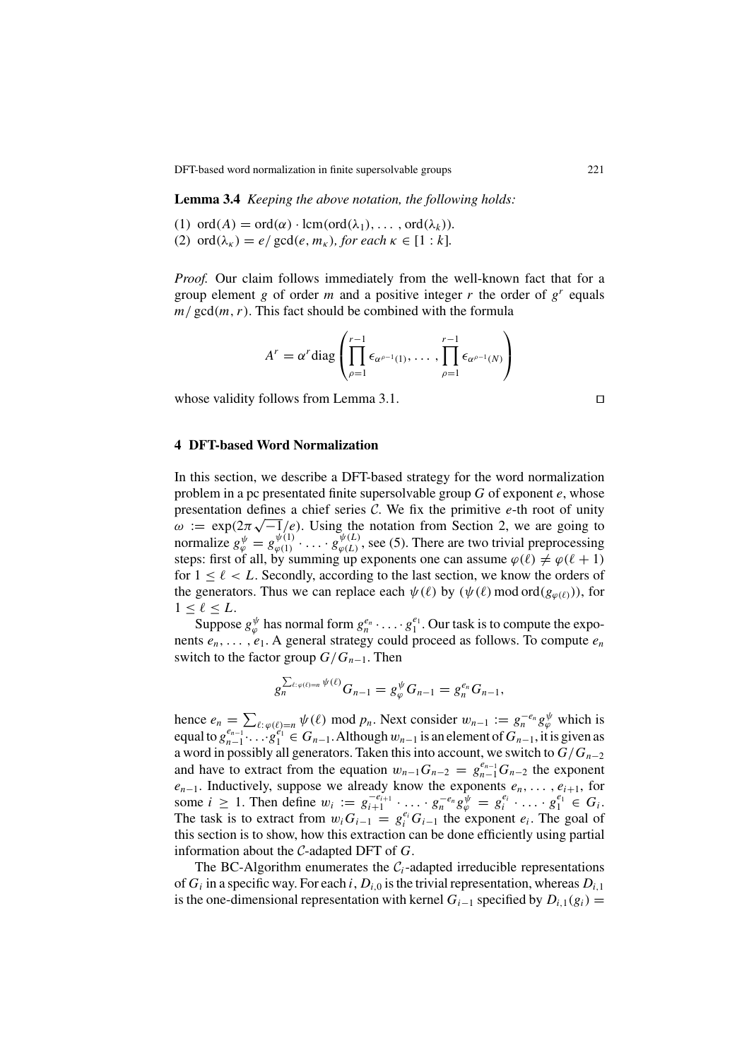**Lemma 3.4** *Keeping the above notation, the following holds:*

(1) $\operatorname{ord}(A) = \operatorname{ord}(\alpha) \cdot \operatorname{lcm}(\operatorname{ord}(\lambda_1), \ldots, \operatorname{ord}(\lambda_k))$.
(2) $\operatorname{ord}(\lambda_\kappa) = e/\gcd(e, m_\kappa)$, *for each* $\kappa \in [1 : k]$.

*Proof.* Our claim follows immediately from the well-known fact that for a group element $g$ of order $m$ and a positive integer $r$ the order of $g^r$ equals $m/\gcd(m, r)$. This fact should be combined with the formula

$$A^r = \alpha^r \operatorname{diag}\left(\prod_{\rho=1}^{r-1} \epsilon_{\alpha^{\rho-1}(1)}, \ldots, \prod_{\rho=1}^{r-1} \epsilon_{\alpha^{\rho-1}(N)}\right)$$

whose validity follows from Lemma 3.1. □

## 4 DFT-based Word Normalization

In this section, we describe a DFT-based strategy for the word normalization problem in a pc presentated finite supersolvable group $G$ of exponent $e$, whose presentation defines a chief series $\mathcal{C}$. We fix the primitive $e$-th root of unity $\omega := \exp(2\pi\sqrt{-1}/e)$. Using the notation from Section 2, we are going to normalize $g_\varphi^\psi = g_{\varphi(1)}^{\psi(1)} \cdot \ldots \cdot g_{\varphi(L)}^{\psi(L)}$, see (5). There are two trivial preprocessing steps: first of all, by summing up exponents one can assume $\varphi(\ell) \neq \varphi(\ell + 1)$ for $1 \leq \ell < L$. Secondly, according to the last section, we know the orders of the generators. Thus we can replace each $\psi(\ell)$ by $(\psi(\ell) \bmod \operatorname{ord}(g_{\varphi(\ell)}))$, for $1 \leq \ell \leq L$.

Suppose $g_\varphi^\psi$ has normal form $g_n^{e_n} \cdot \ldots \cdot g_1^{e_1}$. Our task is to compute the exponents $e_n, \ldots, e_1$. A general strategy could proceed as follows. To compute $e_n$ switch to the factor group $G/G_{n-1}$. Then

$$g_n^{\sum_{\ell:\varphi(\ell)=n} \psi(\ell)} G_{n-1} = g_\varphi^\psi G_{n-1} = g_n^{e_n} G_{n-1},$$

hence $e_n = \sum_{\ell:\varphi(\ell)=n} \psi(\ell) \bmod p_n$. Next consider $w_{n-1} := g_n^{-e_n} g_\varphi^\psi$ which is equal to $g_{n-1}^{e_{n-1}} \cdot \ldots \cdot g_1^{e_1} \in G_{n-1}$. Although $w_{n-1}$ is an element of $G_{n-1}$, it is given as a word in possibly all generators. Taken this into account, we switch to $G/G_{n-2}$ and have to extract from the equation $w_{n-1}G_{n-2} = g_{n-1}^{e_{n-1}} G_{n-2}$ the exponent $e_{n-1}$. Inductively, suppose we already know the exponents $e_n, \ldots, e_{i+1}$, for some $i \geq 1$. Then define $w_i := g_{i+1}^{-e_{i+1}} \cdot \ldots \cdot g_n^{-e_n} g_\varphi^\psi = g_i^{e_i} \cdot \ldots \cdot g_1^{e_1} \in G_i$. The task is to extract from $w_i G_{i-1} = g_i^{e_i} G_{i-1}$ the exponent $e_i$. The goal of this section is to show, how this extraction can be done efficiently using partial information about the $\mathcal{C}$-adapted DFT of $G$.

The BC-Algorithm enumerates the $\mathcal{C}_i$-adapted irreducible representations of $G_i$ in a specific way. For each $i$, $D_{i,0}$ is the trivial representation, whereas $D_{i,1}$ is the one-dimensional representation with kernel $G_{i-1}$ specified by $D_{i,1}(g_i) =$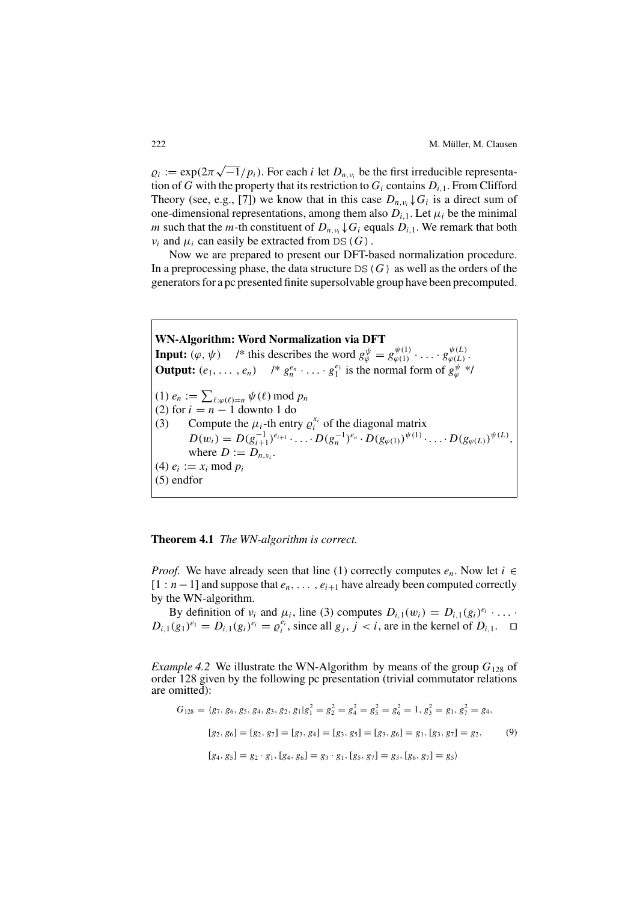$\varrho_i := \exp(2\pi\sqrt{-1}/p_i)$. For each $i$ let $D_{n,\nu_i}$ be the first irreducible representation of $G$ with the property that its restriction to $G_i$ contains $D_{i,1}$. From Clifford Theory (see, e.g., [7]) we know that in this case $D_{n,\nu_i}\downarrow G_i$ is a direct sum of one-dimensional representations, among them also $D_{i,1}$. Let $\mu_i$ be the minimal $m$ such that the $m$-th constituent of $D_{n,\nu_i}\downarrow G_i$ equals $D_{i,1}$. We remark that both $\nu_i$ and $\mu_i$ can easily be extracted from DS($G$).

Now we are prepared to present our DFT-based normalization procedure. In a preprocessing phase, the data structure DS($G$) as well as the orders of the generators for a pc presented finite supersolvable group have been precomputed.

---

**WN-Algorithm: Word Normalization via DFT**

**Input:** $(\varphi, \psi)$ /* this describes the word $g_\varphi^\psi = g_{\varphi(1)}^{\psi(1)} \cdot \ldots \cdot g_{\varphi(L)}^{\psi(L)}$.

**Output:** $(e_1, \ldots, e_n)$ /* $g_n^{e_n} \cdot \ldots \cdot g_1^{e_1}$ is the normal form of $g_\varphi^\psi$ */

(1) $e_n := \sum_{\ell:\varphi(\ell)=n} \psi(\ell) \bmod p_n$

(2) for $i = n-1$ downto 1 do

(3) Compute the $\mu_i$-th entry $\varrho_i^{x_i}$ of the diagonal matrix
$D(w_i) = D(g_{i+1}^{-1})^{e_{i+1}} \cdot \ldots \cdot D(g_n^{-1})^{e_n} \cdot D(g_{\varphi(1)})^{\psi(1)} \cdot \ldots \cdot D(g_{\varphi(L)})^{\psi(L)}$,
where $D := D_{n,\nu_i}$.

(4) $e_i := x_i \bmod p_i$

(5) endfor

---

**Theorem 4.1** *The WN-algorithm is correct.*

*Proof.* We have already seen that line (1) correctly computes $e_n$. Now let $i \in [1 : n-1]$ and suppose that $e_n, \ldots, e_{i+1}$ have already been computed correctly by the WN-algorithm.

By definition of $\nu_i$ and $\mu_i$, line (3) computes $D_{i,1}(w_i) = D_{i,1}(g_i)^{e_i} \cdot \ldots \cdot D_{i,1}(g_1)^{e_1} = D_{i,1}(g_i)^{e_i} = \varrho_i^{e_i}$, since all $g_j$, $j < i$, are in the kernel of $D_{i,1}$. □

*Example 4.2* We illustrate the WN-Algorithm by means of the group $G_{128}$ of order 128 given by the following pc presentation (trivial commutator relations are omitted):

$$
\begin{aligned}
G_{128} = \langle g_7, g_6, g_5, g_4, g_3, g_2, g_1 \mid\; & g_1^2 = g_2^2 = g_4^2 = g_5^2 = g_6^2 = 1,\ g_3^2 = g_1,\ g_7^2 = g_4, \\
& [g_2, g_6] = [g_2, g_7] = [g_3, g_4] = [g_3, g_5] = [g_3, g_6] = g_1,\ [g_3, g_7] = g_2, \\
& [g_4, g_5] = g_2 \cdot g_1,\ [g_4, g_6] = g_3 \cdot g_1,\ [g_5, g_7] = g_3,\ [g_6, g_7] = g_5 \rangle
\end{aligned} \tag{9}
$$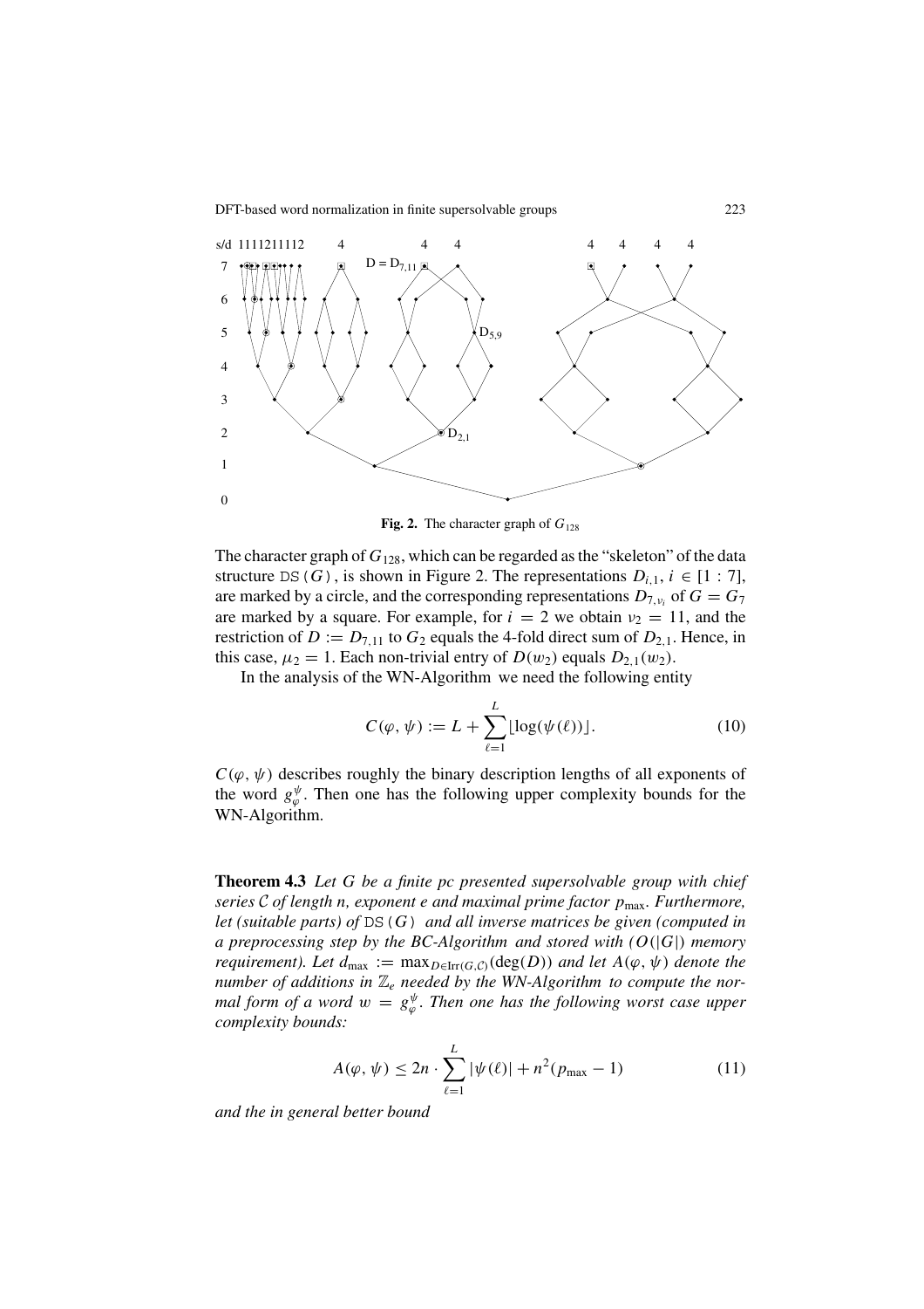**Fig. 2.** The character graph of $G_{128}$

The character graph of $G_{128}$, which can be regarded as the "skeleton" of the data structure DS(G), is shown in Figure 2. The representations $D_{i,1}$, $i \in [1 : 7]$, are marked by a circle, and the corresponding representations $D_{7,\nu_i}$ of $G = G_7$ are marked by a square. For example, for $i = 2$ we obtain $\nu_2 = 11$, and the restriction of $D := D_{7,11}$ to $G_2$ equals the 4-fold direct sum of $D_{2,1}$. Hence, in this case, $\mu_2 = 1$. Each non-trivial entry of $D(w_2)$ equals $D_{2,1}(w_2)$.

In the analysis of the WN-Algorithm we need the following entity

$$C(\varphi, \psi) := L + \sum_{\ell=1}^{L} \lfloor \log(\psi(\ell)) \rfloor. \tag{10}$$

$C(\varphi, \psi)$ describes roughly the binary description lengths of all exponents of the word $g_\varphi^\psi$. Then one has the following upper complexity bounds for the WN-Algorithm.

**Theorem 4.3** *Let $G$ be a finite pc presented supersolvable group with chief series $\mathcal{C}$ of length $n$, exponent $e$ and maximal prime factor $p_{\max}$. Furthermore, let (suitable parts) of* DS(G) *and all inverse matrices be given (computed in a preprocessing step by the BC-Algorithm and stored with ($O(|G|)$ memory requirement). Let $d_{\max} := \max_{D \in \mathrm{Irr}(G,\mathcal{C})}(\deg(D))$ and let $A(\varphi, \psi)$ denote the number of additions in $\mathbb{Z}_e$ needed by the WN-Algorithm to compute the normal form of a word $w = g_\varphi^\psi$. Then one has the following worst case upper complexity bounds:*

$$A(\varphi, \psi) \leq 2n \cdot \sum_{\ell=1}^{L} |\psi(\ell)| + n^2(p_{\max} - 1) \tag{11}$$

*and the in general better bound*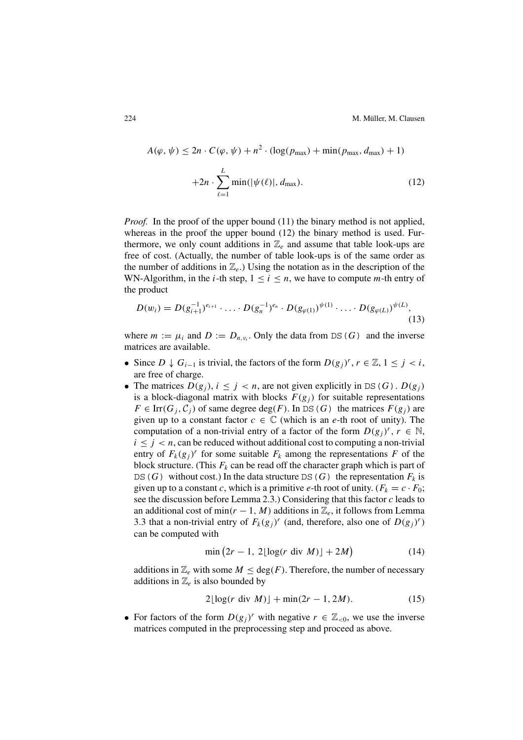$$A(\varphi, \psi) \leq 2n \cdot C(\varphi, \psi) + n^2 \cdot (\log(p_{\max}) + \min(p_{\max}, d_{\max}) + 1)$$

$$+2n \cdot \sum_{\ell=1}^{L} \min(|\psi(\ell)|, d_{\max}). \tag{12}$$

*Proof.* In the proof of the upper bound (11) the binary method is not applied, whereas in the proof the upper bound (12) the binary method is used. Furthermore, we only count additions in $\mathbb{Z}_e$ and assume that table look-ups are free of cost. (Actually, the number of table look-ups is of the same order as the number of additions in $\mathbb{Z}_e$.) Using the notation as in the description of the WN-Algorithm, in the $i$-th step, $1 \leq i \leq n$, we have to compute $m$-th entry of the product

$$D(w_i) = D(g_{i+1}^{-1})^{e_{i+1}} \cdot \ldots \cdot D(g_n^{-1})^{e_n} \cdot D(g_{\varphi(1)})^{\psi(1)} \cdot \ldots \cdot D(g_{\varphi(L)})^{\psi(L)}, \tag{13}$$

where $m := \mu_i$ and $D := D_{n,\nu_i}$. Only the data from DS$\langle G \rangle$ and the inverse matrices are available.

- Since $D \downarrow G_{i-1}$ is trivial, the factors of the form $D(g_j)^r$, $r \in \mathbb{Z}$, $1 \leq j < i$, are free of charge.
- The matrices $D(g_j)$, $i \leq j < n$, are not given explicitly in DS$\langle G \rangle$. $D(g_j)$ is a block-diagonal matrix with blocks $F(g_j)$ for suitable representations $F \in \mathrm{Irr}(G_j, \mathcal{C}_j)$ of same degree $\deg(F)$. In DS$\langle G \rangle$ the matrices $F(g_j)$ are given up to a constant factor $c \in \mathbb{C}$ (which is an $e$-th root of unity). The computation of a non-trivial entry of a factor of the form $D(g_j)^r$, $r \in \mathbb{N}$, $i \leq j < n$, can be reduced without additional cost to computing a non-trivial entry of $F_k(g_j)^r$ for some suitable $F_k$ among the representations $F$ of the block structure. (This $F_k$ can be read off the character graph which is part of DS$\langle G \rangle$ without cost.) In the data structure DS$\langle G \rangle$ the representation $F_k$ is given up to a constant $c$, which is a primitive $e$-th root of unity. ($F_k = c \cdot F_0$; see the discussion before Lemma 2.3.) Considering that this factor $c$ leads to an additional cost of $\min(r-1, M)$ additions in $\mathbb{Z}_e$, it follows from Lemma 3.3 that a non-trivial entry of $F_k(g_j)^r$ (and, therefore, also one of $D(g_j)^r$) can be computed with

$$\min\left(2r - 1,\ 2\lfloor \log(r \text{ div } M) \rfloor + 2M\right) \tag{14}$$

  additions in $\mathbb{Z}_e$ with some $M \leq \deg(F)$. Therefore, the number of necessary additions in $\mathbb{Z}_e$ is also bounded by

$$2\lfloor \log(r \text{ div } M) \rfloor + \min(2r - 1, 2M). \tag{15}$$

- For factors of the form $D(g_j)^r$ with negative $r \in \mathbb{Z}_{<0}$, we use the inverse matrices computed in the preprocessing step and proceed as above.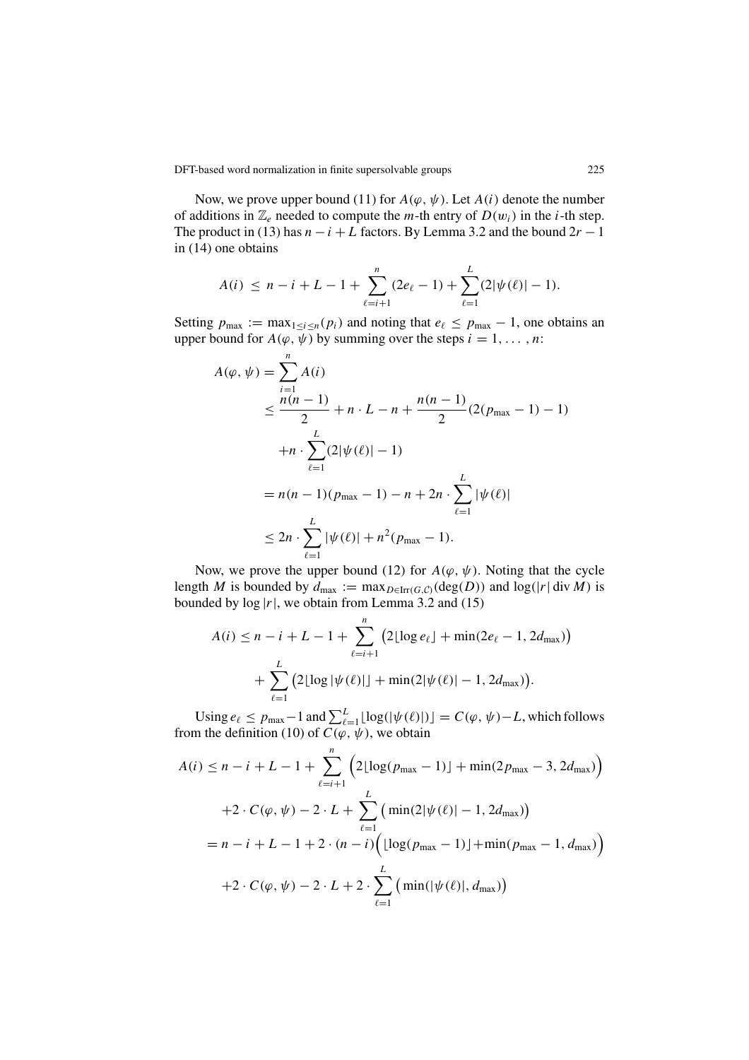Now, we prove upper bound (11) for $A(\varphi, \psi)$. Let $A(i)$ denote the number of additions in $\mathbb{Z}_e$ needed to compute the $m$-th entry of $D(w_i)$ in the $i$-th step. The product in (13) has $n - i + L$ factors. By Lemma 3.2 and the bound $2r - 1$ in (14) one obtains

$$A(i) \le n - i + L - 1 + \sum_{\ell=i+1}^{n} (2e_\ell - 1) + \sum_{\ell=1}^{L} (2|\psi(\ell)| - 1).$$

Setting $p_{\max} := \max_{1 \le i \le n}(p_i)$ and noting that $e_\ell \le p_{\max} - 1$, one obtains an upper bound for $A(\varphi, \psi)$ by summing over the steps $i = 1, \ldots, n$:

$$\begin{aligned}
A(\varphi, \psi) &= \sum_{i=1}^{n} A(i) \\
&\le \frac{n(n-1)}{2} + n \cdot L - n + \frac{n(n-1)}{2}(2(p_{\max} - 1) - 1) \\
&\quad + n \cdot \sum_{\ell=1}^{L} (2|\psi(\ell)| - 1) \\
&= n(n-1)(p_{\max} - 1) - n + 2n \cdot \sum_{\ell=1}^{L} |\psi(\ell)| \\
&\le 2n \cdot \sum_{\ell=1}^{L} |\psi(\ell)| + n^2(p_{\max} - 1).
\end{aligned}$$

Now, we prove the upper bound (12) for $A(\varphi, \psi)$. Noting that the cycle length $M$ is bounded by $d_{\max} := \max_{D \in \mathrm{Irr}(G,\mathcal{C})}(\deg(D))$ and $\log(|r| \operatorname{div} M)$ is bounded by $\log |r|$, we obtain from Lemma 3.2 and (15)

$$\begin{aligned}
A(i) \le n - i + L - 1 &+ \sum_{\ell=i+1}^{n} \big(2\lfloor \log e_\ell \rfloor + \min(2e_\ell - 1, 2d_{\max})\big) \\
&+ \sum_{\ell=1}^{L} \big(2\lfloor \log |\psi(\ell)| \rfloor + \min(2|\psi(\ell)| - 1, 2d_{\max})\big).
\end{aligned}$$

Using $e_\ell \le p_{\max} - 1$ and $\sum_{\ell=1}^{L} \lfloor \log(|\psi(\ell)|) \rfloor = C(\varphi, \psi) - L$, which follows from the definition (10) of $C(\varphi, \psi)$, we obtain

$$\begin{aligned}
A(i) &\le n - i + L - 1 + \sum_{\ell=i+1}^{n} \Big(2\lfloor \log(p_{\max} - 1) \rfloor + \min(2p_{\max} - 3, 2d_{\max})\Big) \\
&\quad + 2 \cdot C(\varphi, \psi) - 2 \cdot L + \sum_{\ell=1}^{L} \big(\min(2|\psi(\ell)| - 1, 2d_{\max})\big) \\
&= n - i + L - 1 + 2 \cdot (n - i)\Big(\lfloor \log(p_{\max} - 1) \rfloor + \min(p_{\max} - 1, d_{\max})\Big) \\
&\quad + 2 \cdot C(\varphi, \psi) - 2 \cdot L + 2 \cdot \sum_{\ell=1}^{L} \big(\min(|\psi(\ell)|, d_{\max})\big)
\end{aligned}$$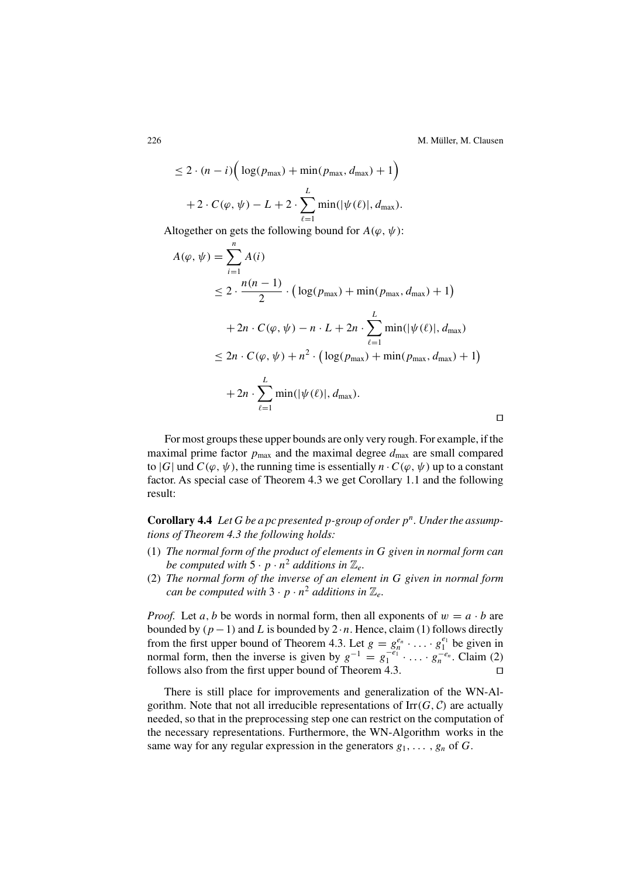$$
\leq 2 \cdot (n - i)\Big( \log(p_{\max}) + \min(p_{\max}, d_{\max}) + 1\Big)
$$

$$
+ 2 \cdot C(\varphi, \psi) - L + 2 \cdot \sum_{\ell=1}^{L} \min(|\psi(\ell)|, d_{\max}).
$$

Altogether on gets the following bound for $A(\varphi, \psi)$:

$$
\begin{aligned}
A(\varphi, \psi) &= \sum_{i=1}^{n} A(i) \\
&\leq 2 \cdot \frac{n(n-1)}{2} \cdot \big( \log(p_{\max}) + \min(p_{\max}, d_{\max}) + 1\big) \\
&\quad + 2n \cdot C(\varphi, \psi) - n \cdot L + 2n \cdot \sum_{\ell=1}^{L} \min(|\psi(\ell)|, d_{\max}) \\
&\leq 2n \cdot C(\varphi, \psi) + n^2 \cdot \big( \log(p_{\max}) + \min(p_{\max}, d_{\max}) + 1\big) \\
&\quad + 2n \cdot \sum_{\ell=1}^{L} \min(|\psi(\ell)|, d_{\max}).
\end{aligned}
$$

□

For most groups these upper bounds are only very rough. For example, if the maximal prime factor $p_{\max}$ and the maximal degree $d_{\max}$ are small compared to $|G|$ und $C(\varphi, \psi)$, the running time is essentially $n \cdot C(\varphi, \psi)$ up to a constant factor. As special case of Theorem 4.3 we get Corollary 1.1 and the following result:

**Corollary 4.4** *Let $G$ be a pc presented $p$-group of order $p^n$. Under the assumptions of Theorem 4.3 the following holds:*

(1) *The normal form of the product of elements in $G$ given in normal form can be computed with $5 \cdot p \cdot n^2$ additions in $\mathbb{Z}_e$.*
(2) *The normal form of the inverse of an element in $G$ given in normal form can be computed with $3 \cdot p \cdot n^2$ additions in $\mathbb{Z}_e$.*

*Proof.* Let $a, b$ be words in normal form, then all exponents of $w = a \cdot b$ are bounded by $(p-1)$ and $L$ is bounded by $2 \cdot n$. Hence, claim (1) follows directly from the first upper bound of Theorem 4.3. Let $g = g_n^{e_n} \cdot \ldots \cdot g_1^{e_1}$ be given in normal form, then the inverse is given by $g^{-1} = g_1^{-e_1} \cdot \ldots \cdot g_n^{-e_n}$. Claim (2) follows also from the first upper bound of Theorem 4.3. □

There is still place for improvements and generalization of the WN-Algorithm. Note that not all irreducible representations of $\mathrm{Irr}(G, \mathcal{C})$ are actually needed, so that in the preprocessing step one can restrict on the computation of the necessary representations. Furthermore, the WN-Algorithm works in the same way for any regular expression in the generators $g_1, \ldots, g_n$ of $G$.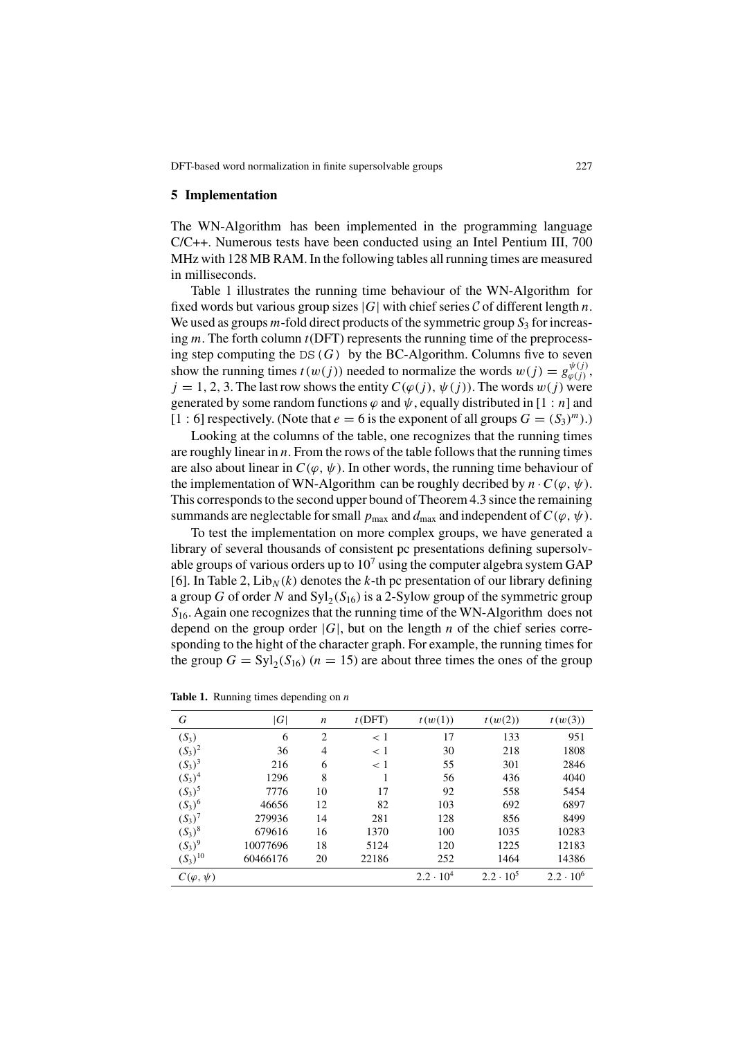## 5 Implementation

The WN-Algorithm has been implemented in the programming language C/C++. Numerous tests have been conducted using an Intel Pentium III, 700 MHz with 128 MB RAM. In the following tables all running times are measured in milliseconds.

Table 1 illustrates the running time behaviour of the WN-Algorithm for fixed words but various group sizes $|G|$ with chief series $\mathcal{C}$ of different length $n$. We used as groups $m$-fold direct products of the symmetric group $S_3$ for increasing $m$. The forth column $t(\mathrm{DFT})$ represents the running time of the preprocessing step computing the $\mathtt{DS}(G)$ by the BC-Algorithm. Columns five to seven show the running times $t(w(j))$ needed to normalize the words $w(j) = g_{\varphi(j)}^{\psi(j)}$, $j = 1, 2, 3$. The last row shows the entity $C(\varphi(j), \psi(j))$. The words $w(j)$ were generated by some random functions $\varphi$ and $\psi$, equally distributed in $[1 : n]$ and $[1 : 6]$ respectively. (Note that $e = 6$ is the exponent of all groups $G = (S_3)^m$).)

Looking at the columns of the table, one recognizes that the running times are roughly linear in $n$. From the rows of the table follows that the running times are also about linear in $C(\varphi, \psi)$. In other words, the running time behaviour of the implementation of WN-Algorithm can be roughly decribed by $n \cdot C(\varphi, \psi)$. This corresponds to the second upper bound of Theorem 4.3 since the remaining summands are neglectable for small $p_{\max}$ and $d_{\max}$ and independent of $C(\varphi, \psi)$.

To test the implementation on more complex groups, we have generated a library of several thousands of consistent pc presentations defining supersolvable groups of various orders up to $10^7$ using the computer algebra system GAP [6]. In Table 2, $\mathrm{Lib}_N(k)$ denotes the $k$-th pc presentation of our library defining a group $G$ of order $N$ and $\mathrm{Syl}_2(S_{16})$ is a 2-Sylow group of the symmetric group $S_{16}$. Again one recognizes that the running time of the WN-Algorithm does not depend on the group order $|G|$, but on the length $n$ of the chief series corresponding to the hight of the character graph. For example, the running times for the group $G = \mathrm{Syl}_2(S_{16})$ ($n = 15$) are about three times the ones of the group

**Table 1.** Running times depending on $n$

| $G$ | $\|G\|$ | $n$ | $t(\mathrm{DFT})$ | $t(w(1))$ | $t(w(2))$ | $t(w(3))$ |
|---|---|---|---|---|---|---|
| $(S_3)$ | 6 | 2 | $< 1$ | 17 | 133 | 951 |
| $(S_3)^2$ | 36 | 4 | $< 1$ | 30 | 218 | 1808 |
| $(S_3)^3$ | 216 | 6 | $< 1$ | 55 | 301 | 2846 |
| $(S_3)^4$ | 1296 | 8 | 1 | 56 | 436 | 4040 |
| $(S_3)^5$ | 7776 | 10 | 17 | 92 | 558 | 5454 |
| $(S_3)^6$ | 46656 | 12 | 82 | 103 | 692 | 6897 |
| $(S_3)^7$ | 279936 | 14 | 281 | 128 | 856 | 8499 |
| $(S_3)^8$ | 679616 | 16 | 1370 | 100 | 1035 | 10283 |
| $(S_3)^9$ | 10077696 | 18 | 5124 | 120 | 1225 | 12183 |
| $(S_3)^{10}$ | 60466176 | 20 | 22186 | 252 | 1464 | 14386 |
| $C(\varphi, \psi)$ | | | | $2.2 \cdot 10^4$ | $2.2 \cdot 10^5$ | $2.2 \cdot 10^6$ |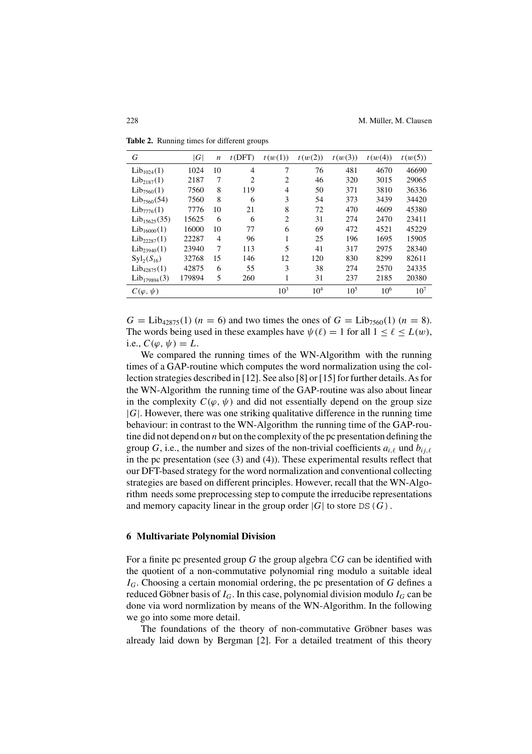**Table 2.** Running times for different groups

| $G$ | $\lvert G\rvert$ | $n$ | $t(\text{DFT})$ | $t(w(1))$ | $t(w(2))$ | $t(w(3))$ | $t(w(4))$ | $t(w(5))$ |
|---|---|---|---|---|---|---|---|---|
| $\text{Lib}_{1024}(1)$ | 1024 | 10 | 4 | 7 | 76 | 481 | 4670 | 46690 |
| $\text{Lib}_{2187}(1)$ | 2187 | 7 | 2 | 2 | 46 | 320 | 3015 | 29065 |
| $\text{Lib}_{7560}(1)$ | 7560 | 8 | 119 | 4 | 50 | 371 | 3810 | 36336 |
| $\text{Lib}_{7560}(54)$ | 7560 | 8 | 6 | 3 | 54 | 373 | 3439 | 34420 |
| $\text{Lib}_{7776}(1)$ | 7776 | 10 | 21 | 8 | 72 | 470 | 4609 | 45380 |
| $\text{Lib}_{15625}(35)$ | 15625 | 6 | 6 | 2 | 31 | 274 | 2470 | 23411 |
| $\text{Lib}_{16000}(1)$ | 16000 | 10 | 77 | 6 | 69 | 472 | 4521 | 45229 |
| $\text{Lib}_{22287}(1)$ | 22287 | 4 | 96 | 1 | 25 | 196 | 1695 | 15905 |
| $\text{Lib}_{23940}(1)$ | 23940 | 7 | 113 | 5 | 41 | 317 | 2975 | 28340 |
| $\text{Syl}_2(S_{16})$ | 32768 | 15 | 146 | 12 | 120 | 830 | 8299 | 82611 |
| $\text{Lib}_{42875}(1)$ | 42875 | 6 | 55 | 3 | 38 | 274 | 2570 | 24335 |
| $\text{Lib}_{179894}(3)$ | 179894 | 5 | 260 | 1 | 31 | 237 | 2185 | 20380 |
| $C(\varphi,\psi)$ | | | | $10^3$ | $10^4$ | $10^5$ | $10^6$ | $10^7$ |

$G = \text{Lib}_{42875}(1)$ ($n = 6$) and two times the ones of $G = \text{Lib}_{7560}(1)$ ($n = 8$). The words being used in these examples have $\psi(\ell) = 1$ for all $1 \leq \ell \leq L(w)$, i.e., $C(\varphi, \psi) = L$.

We compared the running times of the WN-Algorithm with the running times of a GAP-routine which computes the word normalization using the collection strategies described in [12]. See also [8] or [15] for further details. As for the WN-Algorithm the running time of the GAP-routine was also about linear in the complexity $C(\varphi, \psi)$ and did not essentially depend on the group size $|G|$. However, there was one striking qualitative difference in the running time behaviour: in contrast to the WN-Algorithm the running time of the GAP-routine did not depend on $n$ but on the complexity of the pc presentation defining the group $G$, i.e., the number and sizes of the non-trivial coefficients $a_{i,\ell}$ und $b_{ij,\ell}$ in the pc presentation (see (3) and (4)). These experimental results reflect that our DFT-based strategy for the word normalization and conventional collecting strategies are based on different principles. However, recall that the WN-Algorithm needs some preprocessing step to compute the irreducibe representations and memory capacity linear in the group order $|G|$ to store `DS(G)`.

## 6 Multivariate Polynomial Division

For a finite pc presented group $G$ the group algebra $\mathbb{C}G$ can be identified with the quotient of a non-commutative polynomial ring modulo a suitable ideal $I_G$. Choosing a certain monomial ordering, the pc presentation of $G$ defines a reduced Göbner basis of $I_G$. In this case, polynomial division modulo $I_G$ can be done via word normlization by means of the WN-Algorithm. In the following we go into some more detail.

The foundations of the theory of non-commutative Gröbner bases was already laid down by Bergman [2]. For a detailed treatment of this theory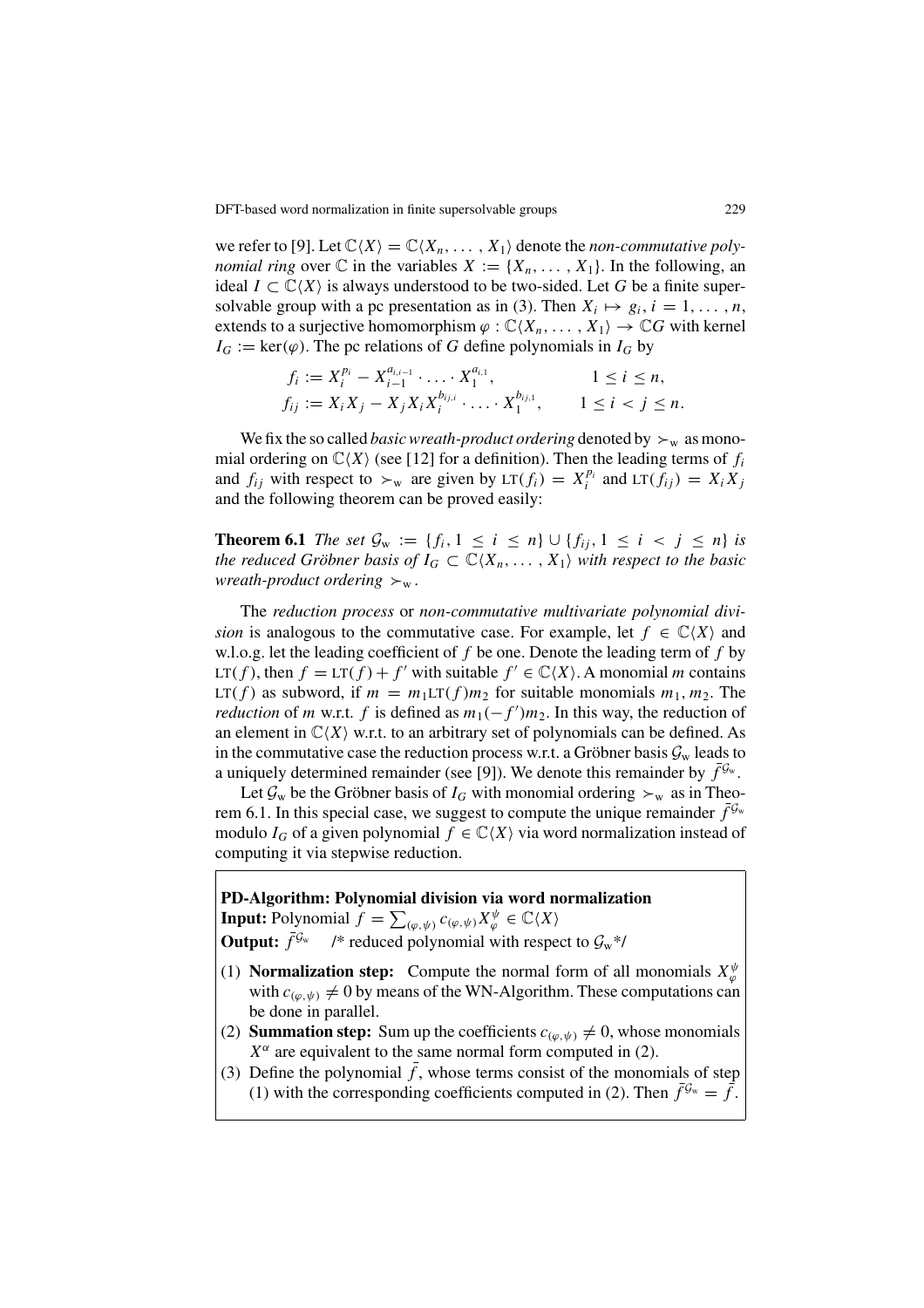we refer to [9]. Let $\mathbb{C}\langle X\rangle = \mathbb{C}\langle X_n, \ldots, X_1\rangle$ denote the *non-commutative polynomial ring* over $\mathbb{C}$ in the variables $X := \{X_n, \ldots, X_1\}$. In the following, an ideal $I \subset \mathbb{C}\langle X\rangle$ is always understood to be two-sided. Let $G$ be a finite supersolvable group with a pc presentation as in (3). Then $X_i \mapsto g_i$, $i = 1, \ldots, n$, extends to a surjective homomorphism $\varphi : \mathbb{C}\langle X_n, \ldots, X_1\rangle \to \mathbb{C}G$ with kernel $I_G := \ker(\varphi)$. The pc relations of $G$ define polynomials in $I_G$ by

$$
\begin{aligned}
f_i &:= X_i^{p_i} - X_{i-1}^{a_{i,i-1}} \cdot \ldots \cdot X_1^{a_{i,1}}, \qquad && 1 \le i \le n,\\
f_{ij} &:= X_i X_j - X_j X_i X_i^{b_{ij,i}} \cdot \ldots \cdot X_1^{b_{ij,1}}, \qquad && 1 \le i < j \le n.
\end{aligned}
$$

We fix the so called *basic wreath-product ordering* denoted by $\succ_{\mathrm{w}}$ as monomial ordering on $\mathbb{C}\langle X\rangle$ (see [12] for a definition). Then the leading terms of $f_i$ and $f_{ij}$ with respect to $\succ_{\mathrm{w}}$ are given by $\mathrm{LT}(f_i) = X_i^{p_i}$ and $\mathrm{LT}(f_{ij}) = X_i X_j$ and the following theorem can be proved easily:

**Theorem 6.1** *The set* $\mathcal{G}_{\mathrm{w}} := \{f_i, 1 \le i \le n\} \cup \{f_{ij}, 1 \le i < j \le n\}$ *is the reduced Gröbner basis of* $I_G \subset \mathbb{C}\langle X_n, \ldots, X_1\rangle$ *with respect to the basic wreath-product ordering* $\succ_{\mathrm{w}}$.

The *reduction process* or *non-commutative multivariate polynomial division* is analogous to the commutative case. For example, let $f \in \mathbb{C}\langle X\rangle$ and w.l.o.g. let the leading coefficient of $f$ be one. Denote the leading term of $f$ by $\mathrm{LT}(f)$, then $f = \mathrm{LT}(f) + f'$ with suitable $f' \in \mathbb{C}\langle X\rangle$. A monomial $m$ contains $\mathrm{LT}(f)$ as subword, if $m = m_1\mathrm{LT}(f)m_2$ for suitable monomials $m_1, m_2$. The *reduction* of $m$ w.r.t. $f$ is defined as $m_1(-f')m_2$. In this way, the reduction of an element in $\mathbb{C}\langle X\rangle$ w.r.t. to an arbitrary set of polynomials can be defined. As in the commutative case the reduction process w.r.t. a Gröbner basis $\mathcal{G}_{\mathrm{w}}$ leads to a uniquely determined remainder (see [9]). We denote this remainder by $\bar{f}^{\mathcal{G}_{\mathrm{w}}}$.

Let $\mathcal{G}_{\mathrm{w}}$ be the Gröbner basis of $I_G$ with monomial ordering $\succ_{\mathrm{w}}$ as in Theorem 6.1. In this special case, we suggest to compute the unique remainder $\bar{f}^{\mathcal{G}_{\mathrm{w}}}$ modulo $I_G$ of a given polynomial $f \in \mathbb{C}\langle X\rangle$ via word normalization instead of computing it via stepwise reduction.

**PD-Algorithm: Polynomial division via word normalization**
**Input:** Polynomial $f = \sum_{(\varphi,\psi)} c_{(\varphi,\psi)} X_{\varphi}^{\psi} \in \mathbb{C}\langle X\rangle$
**Output:** $\bar{f}^{\mathcal{G}_{\mathrm{w}}}$ /* reduced polynomial with respect to $\mathcal{G}_{\mathrm{w}}$ */

(1) **Normalization step:** Compute the normal form of all monomials $X_{\varphi}^{\psi}$ with $c_{(\varphi,\psi)} \neq 0$ by means of the WN-Algorithm. These computations can be done in parallel.
(2) **Summation step:** Sum up the coefficients $c_{(\varphi,\psi)} \neq 0$, whose monomials $X^{\alpha}$ are equivalent to the same normal form computed in (2).
(3) Define the polynomial $\bar{f}$, whose terms consist of the monomials of step (1) with the corresponding coefficients computed in (2). Then $\bar{f}^{\mathcal{G}_{\mathrm{w}}} = \bar{f}$.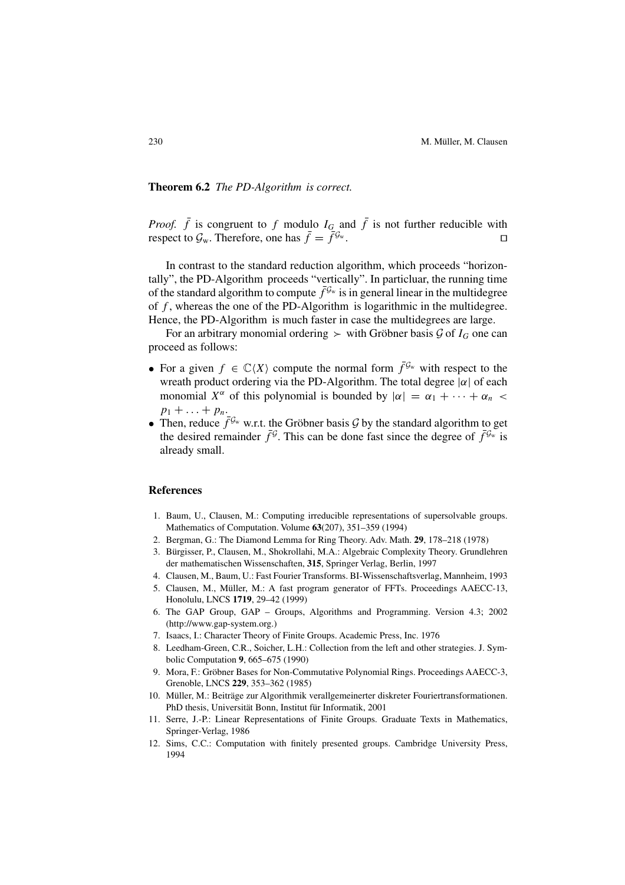**Theorem 6.2** *The PD-Algorithm is correct.*

*Proof.* $\bar{f}$ is congruent to $f$ modulo $I_G$ and $\bar{f}$ is not further reducible with respect to $\mathcal{G}_w$. Therefore, one has $\bar{f} = \bar{f}^{\mathcal{G}_w}$. □

In contrast to the standard reduction algorithm, which proceeds "horizontally", the PD-Algorithm proceeds "vertically". In particluar, the running time of the standard algorithm to compute $\bar{f}^{\mathcal{G}_w}$ is in general linear in the multidegree of $f$, whereas the one of the PD-Algorithm is logarithmic in the multidegree. Hence, the PD-Algorithm is much faster in case the multidegrees are large.

For an arbitrary monomial ordering $\succ$ with Gröbner basis $\mathcal{G}$ of $I_G$ one can proceed as follows:

- For a given $f \in \mathbb{C}\langle X \rangle$ compute the normal form $\bar{f}^{\mathcal{G}_w}$ with respect to the wreath product ordering via the PD-Algorithm. The total degree $|\alpha|$ of each monomial $X^\alpha$ of this polynomial is bounded by $|\alpha| = \alpha_1 + \cdots + \alpha_n < p_1 + \ldots + p_n$.
- Then, reduce $\bar{f}^{\mathcal{G}_w}$ w.r.t. the Gröbner basis $\mathcal{G}$ by the standard algorithm to get the desired remainder $\bar{f}^{\mathcal{G}}$. This can be done fast since the degree of $\bar{f}^{\mathcal{G}_w}$ is already small.

## References

1. Baum, U., Clausen, M.: Computing irreducible representations of supersolvable groups. Mathematics of Computation. Volume **63**(207), 351–359 (1994)
2. Bergman, G.: The Diamond Lemma for Ring Theory. Adv. Math. **29**, 178–218 (1978)
3. Bürgisser, P., Clausen, M., Shokrollahi, M.A.: Algebraic Complexity Theory. Grundlehren der mathematischen Wissenschaften, **315**, Springer Verlag, Berlin, 1997
4. Clausen, M., Baum, U.: Fast Fourier Transforms. BI-Wissenschaftsverlag, Mannheim, 1993
5. Clausen, M., Müller, M.: A fast program generator of FFTs. Proceedings AAECC-13, Honolulu, LNCS **1719**, 29–42 (1999)
6. The GAP Group, GAP – Groups, Algorithms and Programming. Version 4.3; 2002 (http://www.gap-system.org.)
7. Isaacs, I.: Character Theory of Finite Groups. Academic Press, Inc. 1976
8. Leedham-Green, C.R., Soicher, L.H.: Collection from the left and other strategies. J. Symbolic Computation **9**, 665–675 (1990)
9. Mora, F.: Gröbner Bases for Non-Commutative Polynomial Rings. Proceedings AAECC-3, Grenoble, LNCS **229**, 353–362 (1985)
10. Müller, M.: Beiträge zur Algorithmik verallgemeinerter diskreter Fouriertransformationen. PhD thesis, Universität Bonn, Institut für Informatik, 2001
11. Serre, J.-P.: Linear Representations of Finite Groups. Graduate Texts in Mathematics, Springer-Verlag, 1986
12. Sims, C.C.: Computation with finitely presented groups. Cambridge University Press, 1994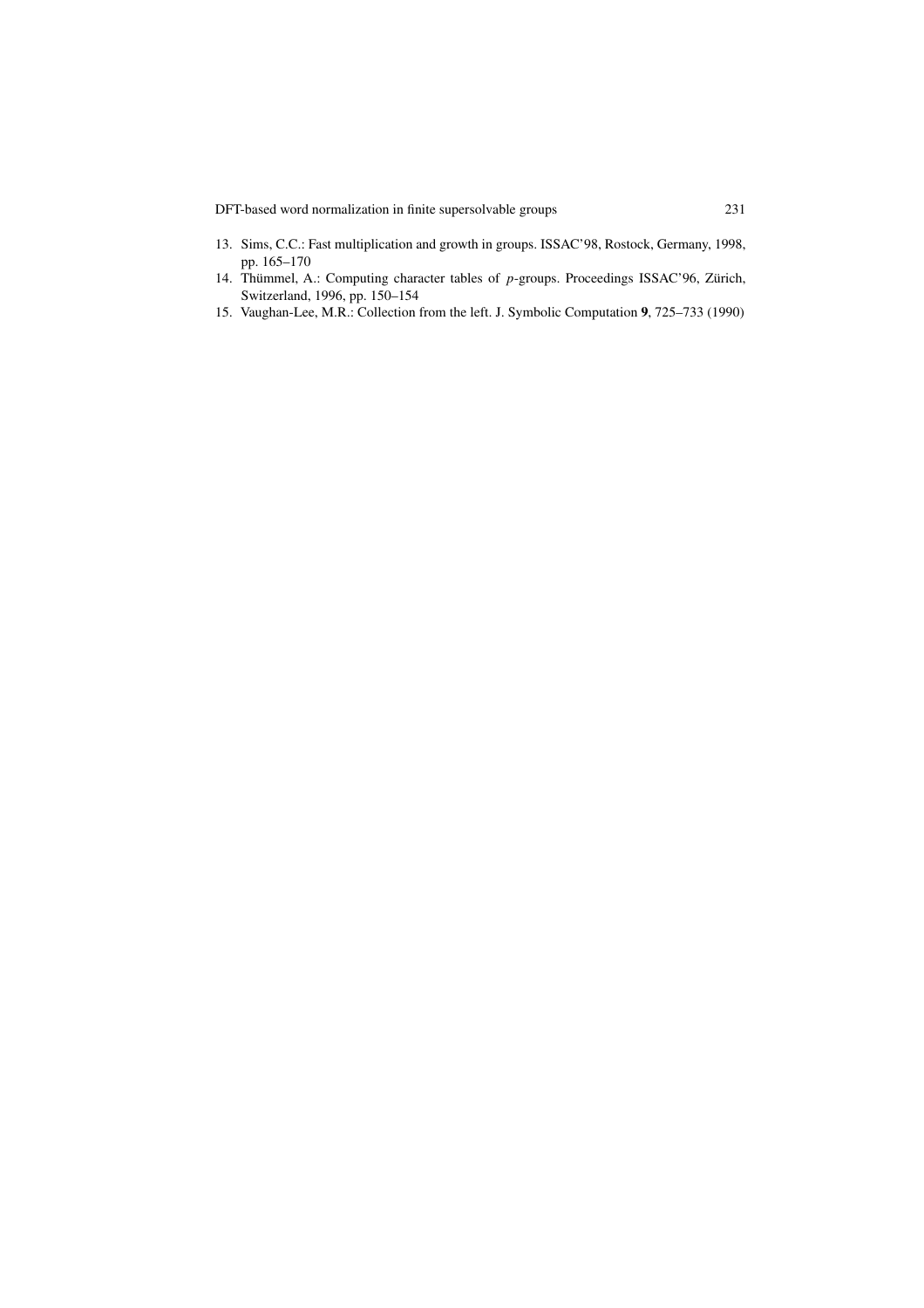13. Sims, C.C.: Fast multiplication and growth in groups. ISSAC'98, Rostock, Germany, 1998, pp. 165–170
14. Thümmel, A.: Computing character tables of $p$-groups. Proceedings ISSAC'96, Zürich, Switzerland, 1996, pp. 150–154
15. Vaughan-Lee, M.R.: Collection from the left. J. Symbolic Computation **9**, 725–733 (1990)